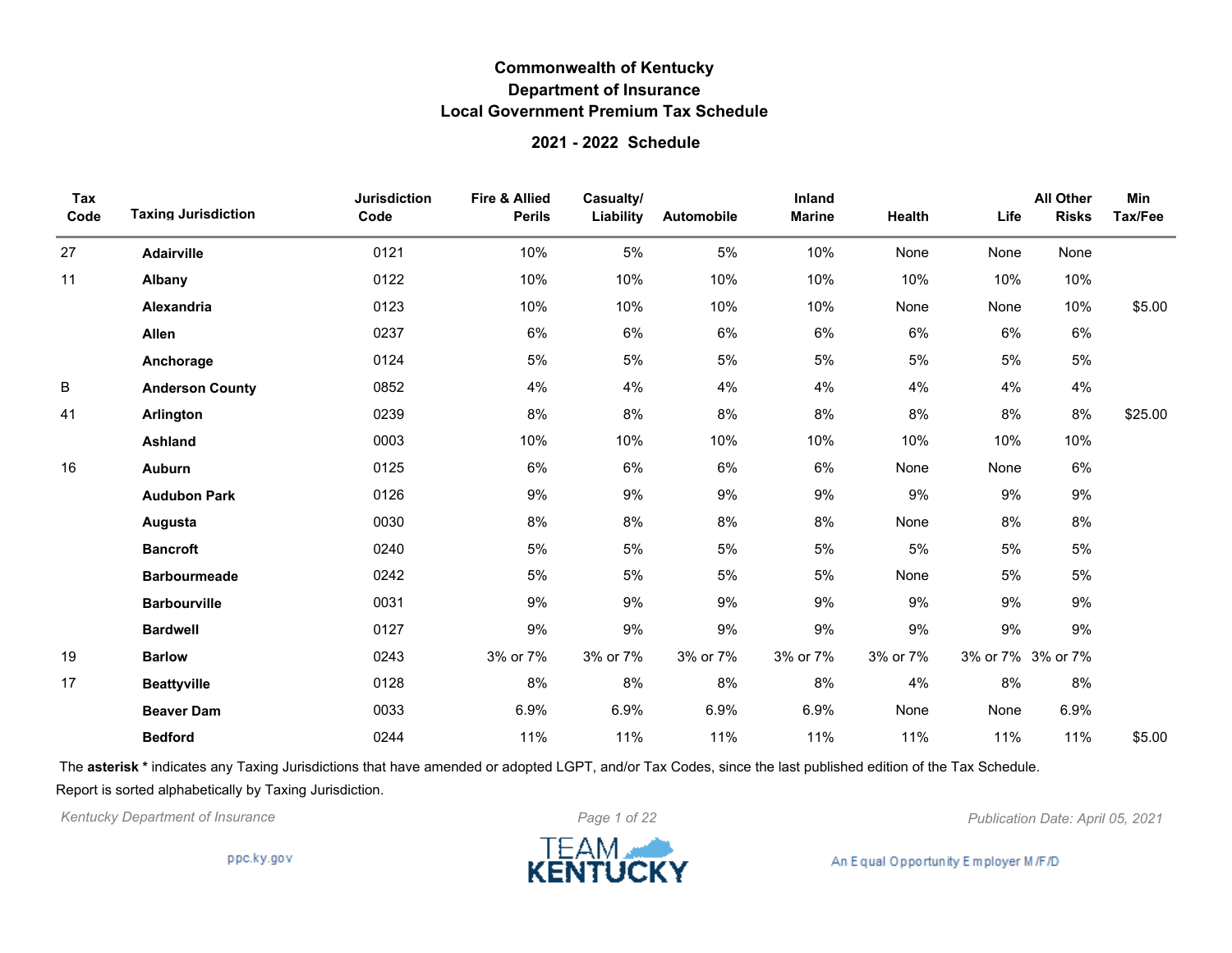# Commonwealth of Kentucky
## Department of Insurance
## Local Government Premium Tax Schedule

### 2021 - 2022 Schedule

| Tax Code | Taxing Jurisdiction | Jurisdiction Code | Fire & Allied Perils | Casualty/ Liability | Automobile | Inland Marine | Health | Life | All Other Risks | Min Tax/Fee |
|---|---|---|---|---|---|---|---|---|---|---|
| 27 | **Adairville** | 0121 | 10% | 5% | 5% | 10% | None | None | None | |
| 11 | **Albany** | 0122 | 10% | 10% | 10% | 10% | 10% | 10% | 10% | |
| | **Alexandria** | 0123 | 10% | 10% | 10% | 10% | None | None | 10% | $5.00 |
| | **Allen** | 0237 | 6% | 6% | 6% | 6% | 6% | 6% | 6% | |
| | **Anchorage** | 0124 | 5% | 5% | 5% | 5% | 5% | 5% | 5% | |
| B | **Anderson County** | 0852 | 4% | 4% | 4% | 4% | 4% | 4% | 4% | |
| 41 | **Arlington** | 0239 | 8% | 8% | 8% | 8% | 8% | 8% | 8% | $25.00 |
| | **Ashland** | 0003 | 10% | 10% | 10% | 10% | 10% | 10% | 10% | |
| 16 | **Auburn** | 0125 | 6% | 6% | 6% | 6% | None | None | 6% | |
| | **Audubon Park** | 0126 | 9% | 9% | 9% | 9% | 9% | 9% | 9% | |
| | **Augusta** | 0030 | 8% | 8% | 8% | 8% | None | 8% | 8% | |
| | **Bancroft** | 0240 | 5% | 5% | 5% | 5% | 5% | 5% | 5% | |
| | **Barbourmeade** | 0242 | 5% | 5% | 5% | 5% | None | 5% | 5% | |
| | **Barbourville** | 0031 | 9% | 9% | 9% | 9% | 9% | 9% | 9% | |
| | **Bardwell** | 0127 | 9% | 9% | 9% | 9% | 9% | 9% | 9% | |
| 19 | **Barlow** | 0243 | 3% or 7% | 3% or 7% | 3% or 7% | 3% or 7% | 3% or 7% | 3% or 7% | 3% or 7% | |
| 17 | **Beattyville** | 0128 | 8% | 8% | 8% | 8% | 4% | 8% | 8% | |
| | **Beaver Dam** | 0033 | 6.9% | 6.9% | 6.9% | 6.9% | None | None | 6.9% | |
| | **Bedford** | 0244 | 11% | 11% | 11% | 11% | 11% | 11% | 11% | $5.00 |

The **asterisk *** indicates any Taxing Jurisdictions that have amended or adopted LGPT, and/or Tax Codes, since the last published edition of the Tax Schedule.

Report is sorted alphabetically by Taxing Jurisdiction.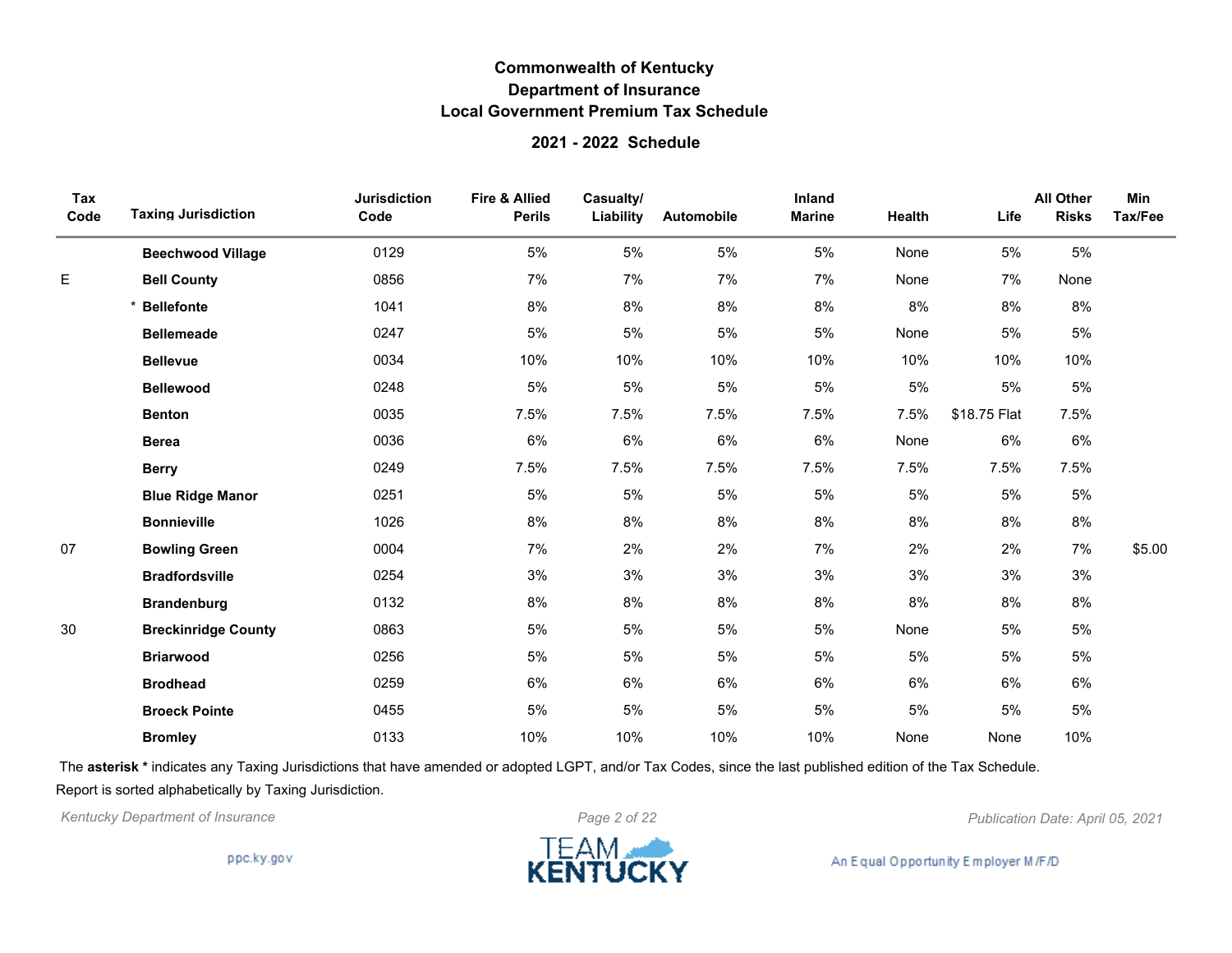# Commonwealth of Kentucky
## Department of Insurance
## Local Government Premium Tax Schedule

### 2021 - 2022 Schedule

| Tax Code | Taxing Jurisdiction | Jurisdiction Code | Fire & Allied Perils | Casualty/ Liability | Automobile | Inland Marine | Health | Life | All Other Risks | Min Tax/Fee |
|---|---|---|---|---|---|---|---|---|---|---|
| | **Beechwood Village** | 0129 | 5% | 5% | 5% | 5% | None | 5% | 5% | |
| E | **Bell County** | 0856 | 7% | 7% | 7% | 7% | None | 7% | None | |
| | * **Bellefonte** | 1041 | 8% | 8% | 8% | 8% | 8% | 8% | 8% | |
| | **Bellemeade** | 0247 | 5% | 5% | 5% | 5% | None | 5% | 5% | |
| | **Bellevue** | 0034 | 10% | 10% | 10% | 10% | 10% | 10% | 10% | |
| | **Bellewood** | 0248 | 5% | 5% | 5% | 5% | 5% | 5% | 5% | |
| | **Benton** | 0035 | 7.5% | 7.5% | 7.5% | 7.5% | 7.5% | $18.75 Flat | 7.5% | |
| | **Berea** | 0036 | 6% | 6% | 6% | 6% | None | 6% | 6% | |
| | **Berry** | 0249 | 7.5% | 7.5% | 7.5% | 7.5% | 7.5% | 7.5% | 7.5% | |
| | **Blue Ridge Manor** | 0251 | 5% | 5% | 5% | 5% | 5% | 5% | 5% | |
| | **Bonnieville** | 1026 | 8% | 8% | 8% | 8% | 8% | 8% | 8% | |
| 07 | **Bowling Green** | 0004 | 7% | 2% | 2% | 7% | 2% | 2% | 7% | $5.00 |
| | **Bradfordsville** | 0254 | 3% | 3% | 3% | 3% | 3% | 3% | 3% | |
| | **Brandenburg** | 0132 | 8% | 8% | 8% | 8% | 8% | 8% | 8% | |
| 30 | **Breckinridge County** | 0863 | 5% | 5% | 5% | 5% | None | 5% | 5% | |
| | **Briarwood** | 0256 | 5% | 5% | 5% | 5% | 5% | 5% | 5% | |
| | **Brodhead** | 0259 | 6% | 6% | 6% | 6% | 6% | 6% | 6% | |
| | **Broeck Pointe** | 0455 | 5% | 5% | 5% | 5% | 5% | 5% | 5% | |
| | **Bromley** | 0133 | 10% | 10% | 10% | 10% | None | None | 10% | |

The **asterisk *** indicates any Taxing Jurisdictions that have amended or adopted LGPT, and/or Tax Codes, since the last published edition of the Tax Schedule.

Report is sorted alphabetically by Taxing Jurisdiction.

*Kentucky Department of Insurance*

*Publication Date: April 05, 2021*

ppc.ky.gov

TEAM KENTUCKY

An Equal Opportunity Employer M/F/D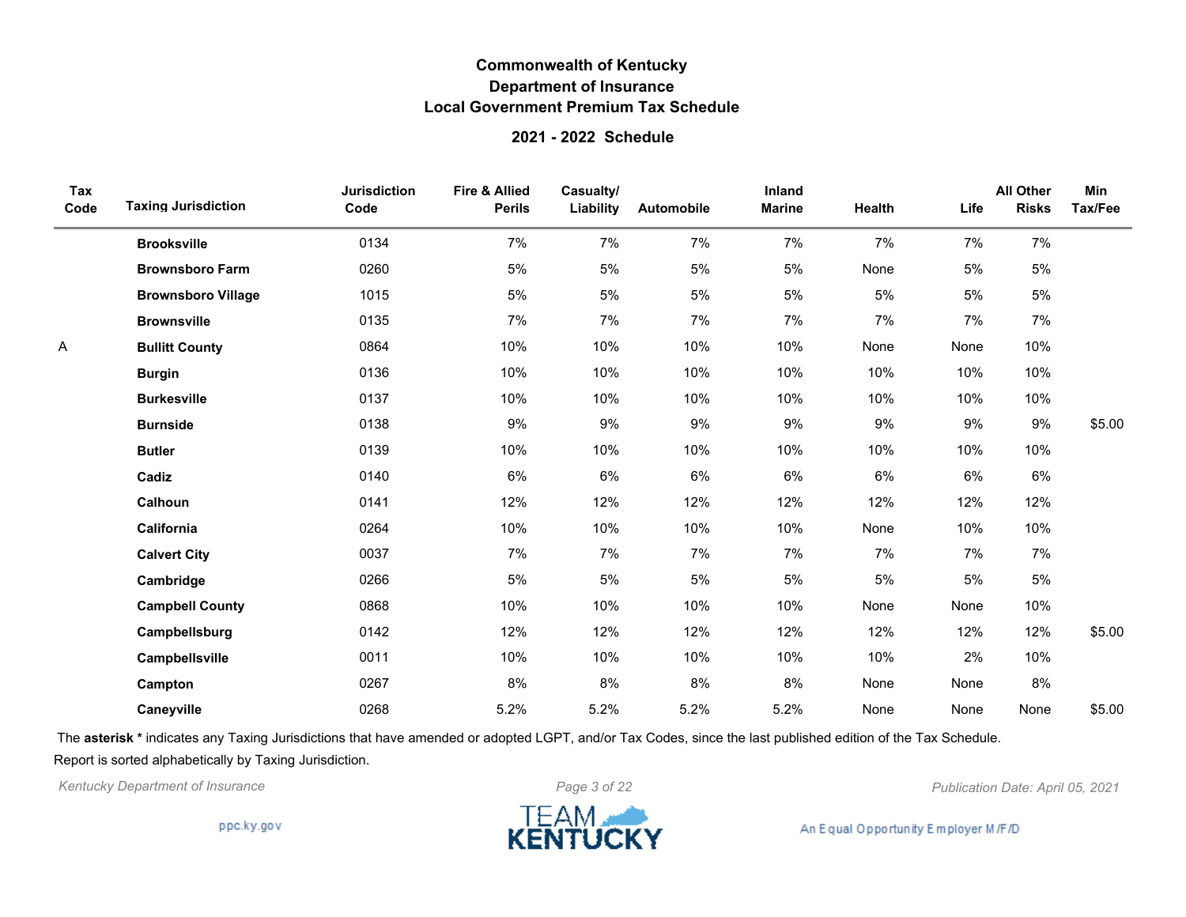**Commonwealth of Kentucky**
**Department of Insurance**
**Local Government Premium Tax Schedule**

**2021 - 2022 Schedule**

| Tax Code | Taxing Jurisdiction | Jurisdiction Code | Fire & Allied Perils | Casualty/ Liability | Automobile | Inland Marine | Health | Life | All Other Risks | Min Tax/Fee |
|---|---|---|---|---|---|---|---|---|---|---|
| | **Brooksville** | 0134 | 7% | 7% | 7% | 7% | 7% | 7% | 7% | |
| | **Brownsboro Farm** | 0260 | 5% | 5% | 5% | 5% | None | 5% | 5% | |
| | **Brownsboro Village** | 1015 | 5% | 5% | 5% | 5% | 5% | 5% | 5% | |
| | **Brownsville** | 0135 | 7% | 7% | 7% | 7% | 7% | 7% | 7% | |
| A | **Bullitt County** | 0864 | 10% | 10% | 10% | 10% | None | None | 10% | |
| | **Burgin** | 0136 | 10% | 10% | 10% | 10% | 10% | 10% | 10% | |
| | **Burkesville** | 0137 | 10% | 10% | 10% | 10% | 10% | 10% | 10% | |
| | **Burnside** | 0138 | 9% | 9% | 9% | 9% | 9% | 9% | 9% | $5.00 |
| | **Butler** | 0139 | 10% | 10% | 10% | 10% | 10% | 10% | 10% | |
| | **Cadiz** | 0140 | 6% | 6% | 6% | 6% | 6% | 6% | 6% | |
| | **Calhoun** | 0141 | 12% | 12% | 12% | 12% | 12% | 12% | 12% | |
| | **California** | 0264 | 10% | 10% | 10% | 10% | None | 10% | 10% | |
| | **Calvert City** | 0037 | 7% | 7% | 7% | 7% | 7% | 7% | 7% | |
| | **Cambridge** | 0266 | 5% | 5% | 5% | 5% | 5% | 5% | 5% | |
| | **Campbell County** | 0868 | 10% | 10% | 10% | 10% | None | None | 10% | |
| | **Campbellsburg** | 0142 | 12% | 12% | 12% | 12% | 12% | 12% | 12% | $5.00 |
| | **Campbellsville** | 0011 | 10% | 10% | 10% | 10% | 10% | 2% | 10% | |
| | **Campton** | 0267 | 8% | 8% | 8% | 8% | None | None | 8% | |
| | **Caneyville** | 0268 | 5.2% | 5.2% | 5.2% | 5.2% | None | None | None | $5.00 |

The **asterisk *** indicates any Taxing Jurisdictions that have amended or adopted LGPT, and/or Tax Codes, since the last published edition of the Tax Schedule.

Report is sorted alphabetically by Taxing Jurisdiction.

*Kentucky Department of Insurance* *Publication Date: April 05, 2021*

ppc.ky.gov

An Equal Opportunity Employer M/F/D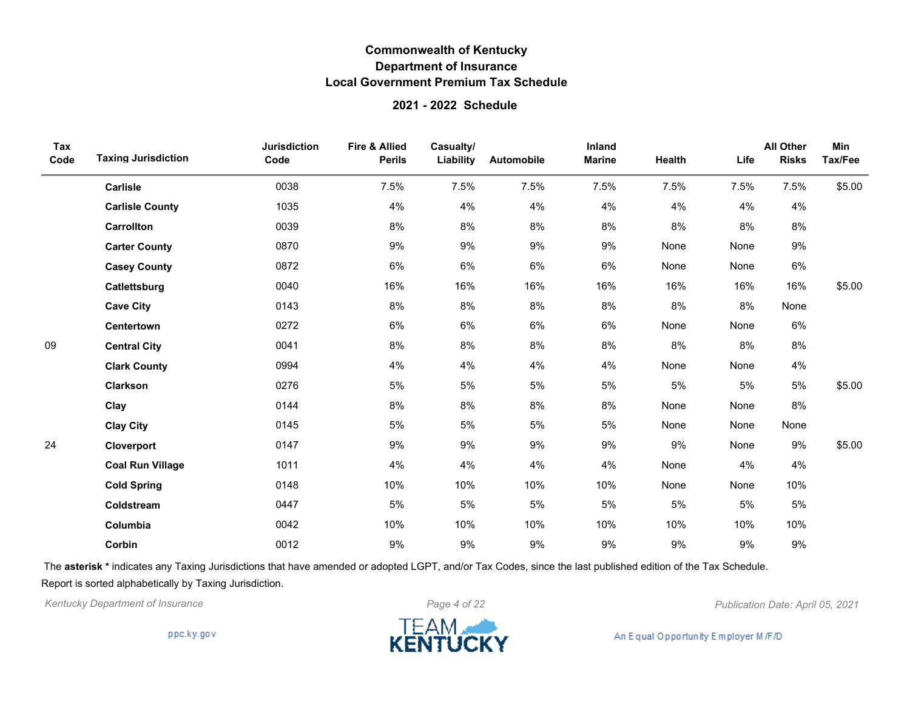# Commonwealth of Kentucky
## Department of Insurance
## Local Government Premium Tax Schedule

### 2021 - 2022 Schedule

| Tax Code | Taxing Jurisdiction | Jurisdiction Code | Fire & Allied Perils | Casualty/ Liability | Automobile | Inland Marine | Health | Life | All Other Risks | Min Tax/Fee |
|---|---|---|---|---|---|---|---|---|---|---|
| | **Carlisle** | 0038 | 7.5% | 7.5% | 7.5% | 7.5% | 7.5% | 7.5% | 7.5% | $5.00 |
| | **Carlisle County** | 1035 | 4% | 4% | 4% | 4% | 4% | 4% | 4% | |
| | **Carrollton** | 0039 | 8% | 8% | 8% | 8% | 8% | 8% | 8% | |
| | **Carter County** | 0870 | 9% | 9% | 9% | 9% | None | None | 9% | |
| | **Casey County** | 0872 | 6% | 6% | 6% | 6% | None | None | 6% | |
| | **Catlettsburg** | 0040 | 16% | 16% | 16% | 16% | 16% | 16% | 16% | $5.00 |
| | **Cave City** | 0143 | 8% | 8% | 8% | 8% | 8% | 8% | None | |
| | **Centertown** | 0272 | 6% | 6% | 6% | 6% | None | None | 6% | |
| 09 | **Central City** | 0041 | 8% | 8% | 8% | 8% | 8% | 8% | 8% | |
| | **Clark County** | 0994 | 4% | 4% | 4% | 4% | None | None | 4% | |
| | **Clarkson** | 0276 | 5% | 5% | 5% | 5% | 5% | 5% | 5% | $5.00 |
| | **Clay** | 0144 | 8% | 8% | 8% | 8% | None | None | 8% | |
| | **Clay City** | 0145 | 5% | 5% | 5% | 5% | None | None | None | |
| 24 | **Cloverport** | 0147 | 9% | 9% | 9% | 9% | 9% | None | 9% | $5.00 |
| | **Coal Run Village** | 1011 | 4% | 4% | 4% | 4% | None | 4% | 4% | |
| | **Cold Spring** | 0148 | 10% | 10% | 10% | 10% | None | None | 10% | |
| | **Coldstream** | 0447 | 5% | 5% | 5% | 5% | 5% | 5% | 5% | |
| | **Columbia** | 0042 | 10% | 10% | 10% | 10% | 10% | 10% | 10% | |
| | **Corbin** | 0012 | 9% | 9% | 9% | 9% | 9% | 9% | 9% | |

The **asterisk \*** indicates any Taxing Jurisdictions that have amended or adopted LGPT, and/or Tax Codes, since the last published edition of the Tax Schedule.

Report is sorted alphabetically by Taxing Jurisdiction.

*Kentucky Department of Insurance*

*Publication Date: April 05, 2021*

ppc.ky.gov

TEAM KENTUCKY

An Equal Opportunity Employer M/F/D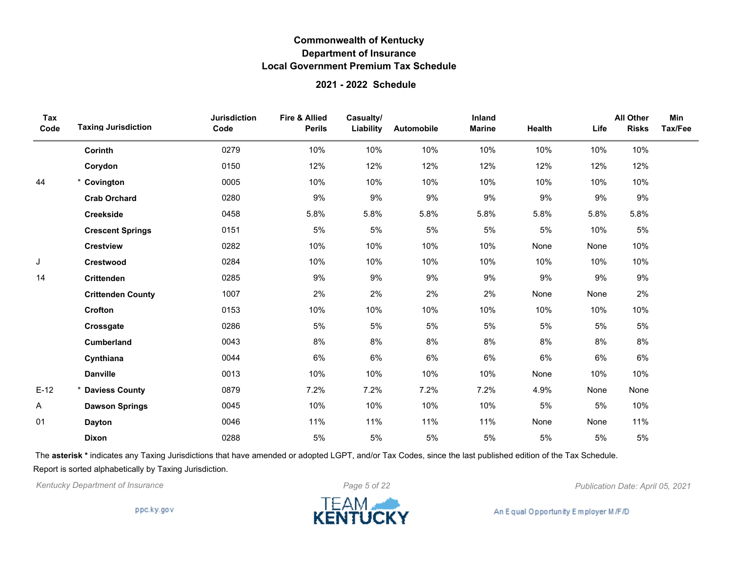# Commonwealth of Kentucky
## Department of Insurance
## Local Government Premium Tax Schedule

### 2021 - 2022 Schedule

| Tax Code | Taxing Jurisdiction | Jurisdiction Code | Fire & Allied Perils | Casualty/ Liability | Automobile | Inland Marine | Health | Life | All Other Risks | Min Tax/Fee |
|---|---|---|---|---|---|---|---|---|---|---|
| | **Corinth** | 0279 | 10% | 10% | 10% | 10% | 10% | 10% | 10% | |
| | **Corydon** | 0150 | 12% | 12% | 12% | 12% | 12% | 12% | 12% | |
| 44 | * **Covington** | 0005 | 10% | 10% | 10% | 10% | 10% | 10% | 10% | |
| | **Crab Orchard** | 0280 | 9% | 9% | 9% | 9% | 9% | 9% | 9% | |
| | **Creekside** | 0458 | 5.8% | 5.8% | 5.8% | 5.8% | 5.8% | 5.8% | 5.8% | |
| | **Crescent Springs** | 0151 | 5% | 5% | 5% | 5% | 5% | 10% | 5% | |
| | **Crestview** | 0282 | 10% | 10% | 10% | 10% | None | None | 10% | |
| J | **Crestwood** | 0284 | 10% | 10% | 10% | 10% | 10% | 10% | 10% | |
| 14 | **Crittenden** | 0285 | 9% | 9% | 9% | 9% | 9% | 9% | 9% | |
| | **Crittenden County** | 1007 | 2% | 2% | 2% | 2% | None | None | 2% | |
| | **Crofton** | 0153 | 10% | 10% | 10% | 10% | 10% | 10% | 10% | |
| | **Crossgate** | 0286 | 5% | 5% | 5% | 5% | 5% | 5% | 5% | |
| | **Cumberland** | 0043 | 8% | 8% | 8% | 8% | 8% | 8% | 8% | |
| | **Cynthiana** | 0044 | 6% | 6% | 6% | 6% | 6% | 6% | 6% | |
| | **Danville** | 0013 | 10% | 10% | 10% | 10% | None | 10% | 10% | |
| E-12 | * **Daviess County** | 0879 | 7.2% | 7.2% | 7.2% | 7.2% | 4.9% | None | None | |
| A | **Dawson Springs** | 0045 | 10% | 10% | 10% | 10% | 5% | 5% | 10% | |
| 01 | **Dayton** | 0046 | 11% | 11% | 11% | 11% | None | None | 11% | |
| | **Dixon** | 0288 | 5% | 5% | 5% | 5% | 5% | 5% | 5% | |

The **asterisk *** indicates any Taxing Jurisdictions that have amended or adopted LGPT, and/or Tax Codes, since the last published edition of the Tax Schedule.

Report is sorted alphabetically by Taxing Jurisdiction.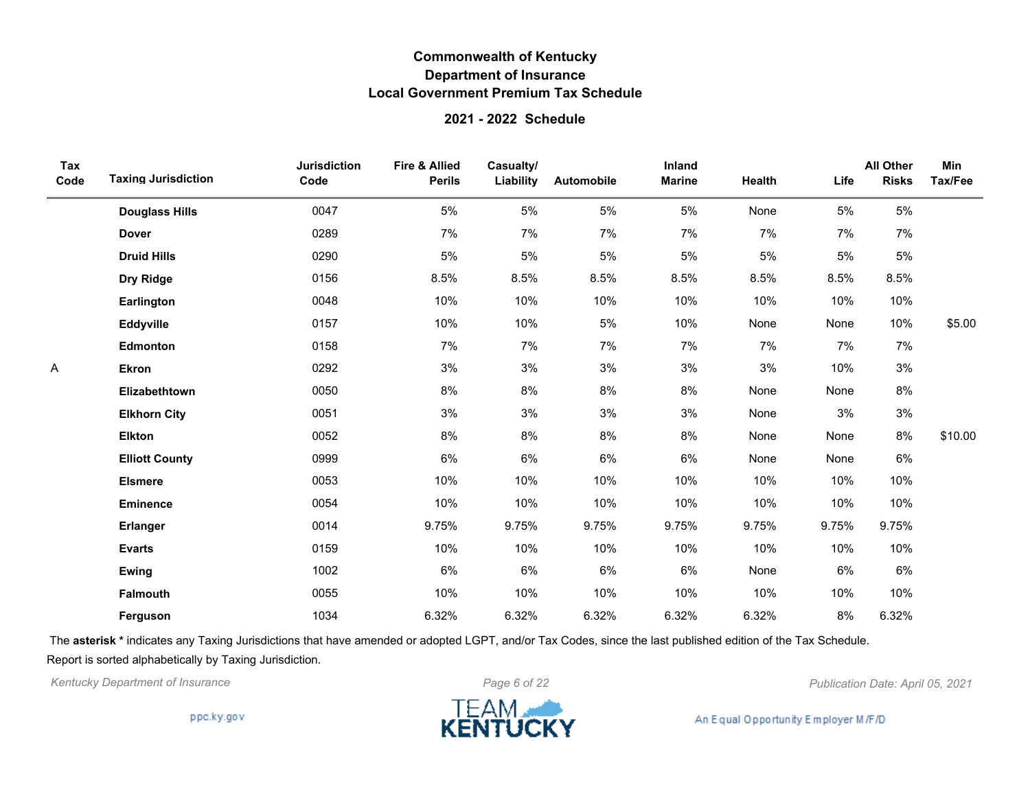# Commonwealth of Kentucky
## Department of Insurance
## Local Government Premium Tax Schedule

### 2021 - 2022 Schedule

| Tax Code | Taxing Jurisdiction | Jurisdiction Code | Fire & Allied Perils | Casualty/ Liability | Automobile | Inland Marine | Health | Life | All Other Risks | Min Tax/Fee |
|---|---|---|---|---|---|---|---|---|---|---|
| | **Douglass Hills** | 0047 | 5% | 5% | 5% | 5% | None | 5% | 5% | |
| | **Dover** | 0289 | 7% | 7% | 7% | 7% | 7% | 7% | 7% | |
| | **Druid Hills** | 0290 | 5% | 5% | 5% | 5% | 5% | 5% | 5% | |
| | **Dry Ridge** | 0156 | 8.5% | 8.5% | 8.5% | 8.5% | 8.5% | 8.5% | 8.5% | |
| | **Earlington** | 0048 | 10% | 10% | 10% | 10% | 10% | 10% | 10% | |
| | **Eddyville** | 0157 | 10% | 10% | 5% | 10% | None | None | 10% | $5.00 |
| | **Edmonton** | 0158 | 7% | 7% | 7% | 7% | 7% | 7% | 7% | |
| A | **Ekron** | 0292 | 3% | 3% | 3% | 3% | 3% | 10% | 3% | |
| | **Elizabethtown** | 0050 | 8% | 8% | 8% | 8% | None | None | 8% | |
| | **Elkhorn City** | 0051 | 3% | 3% | 3% | 3% | None | 3% | 3% | |
| | **Elkton** | 0052 | 8% | 8% | 8% | 8% | None | None | 8% | $10.00 |
| | **Elliott County** | 0999 | 6% | 6% | 6% | 6% | None | None | 6% | |
| | **Elsmere** | 0053 | 10% | 10% | 10% | 10% | 10% | 10% | 10% | |
| | **Eminence** | 0054 | 10% | 10% | 10% | 10% | 10% | 10% | 10% | |
| | **Erlanger** | 0014 | 9.75% | 9.75% | 9.75% | 9.75% | 9.75% | 9.75% | 9.75% | |
| | **Evarts** | 0159 | 10% | 10% | 10% | 10% | 10% | 10% | 10% | |
| | **Ewing** | 1002 | 6% | 6% | 6% | 6% | None | 6% | 6% | |
| | **Falmouth** | 0055 | 10% | 10% | 10% | 10% | 10% | 10% | 10% | |
| | **Ferguson** | 1034 | 6.32% | 6.32% | 6.32% | 6.32% | 6.32% | 8% | 6.32% | |

The **asterisk *** indicates any Taxing Jurisdictions that have amended or adopted LGPT, and/or Tax Codes, since the last published edition of the Tax Schedule.

Report is sorted alphabetically by Taxing Jurisdiction.

*Kentucky Department of Insurance* *Publication Date: April 05, 2021*

ppc.ky.gov

TEAM KENTUCKY

An Equal Opportunity Employer M/F/D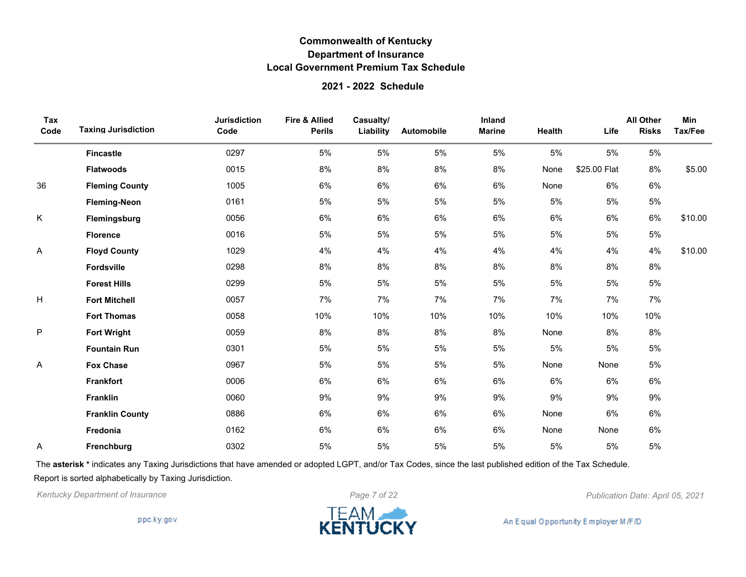# Commonwealth of Kentucky
## Department of Insurance
## Local Government Premium Tax Schedule

### 2021 - 2022 Schedule

| Tax Code | Taxing Jurisdiction | Jurisdiction Code | Fire & Allied Perils | Casualty/ Liability | Automobile | Inland Marine | Health | Life | All Other Risks | Min Tax/Fee |
|---|---|---|---|---|---|---|---|---|---|---|
| | **Fincastle** | 0297 | 5% | 5% | 5% | 5% | 5% | 5% | 5% | |
| | **Flatwoods** | 0015 | 8% | 8% | 8% | 8% | None | $25.00 Flat | 8% | $5.00 |
| 36 | **Fleming County** | 1005 | 6% | 6% | 6% | 6% | None | 6% | 6% | |
| | **Fleming-Neon** | 0161 | 5% | 5% | 5% | 5% | 5% | 5% | 5% | |
| K | **Flemingsburg** | 0056 | 6% | 6% | 6% | 6% | 6% | 6% | 6% | $10.00 |
| | **Florence** | 0016 | 5% | 5% | 5% | 5% | 5% | 5% | 5% | |
| A | **Floyd County** | 1029 | 4% | 4% | 4% | 4% | 4% | 4% | 4% | $10.00 |
| | **Fordsville** | 0298 | 8% | 8% | 8% | 8% | 8% | 8% | 8% | |
| | **Forest Hills** | 0299 | 5% | 5% | 5% | 5% | 5% | 5% | 5% | |
| H | **Fort Mitchell** | 0057 | 7% | 7% | 7% | 7% | 7% | 7% | 7% | |
| | **Fort Thomas** | 0058 | 10% | 10% | 10% | 10% | 10% | 10% | 10% | |
| P | **Fort Wright** | 0059 | 8% | 8% | 8% | 8% | None | 8% | 8% | |
| | **Fountain Run** | 0301 | 5% | 5% | 5% | 5% | 5% | 5% | 5% | |
| A | **Fox Chase** | 0967 | 5% | 5% | 5% | 5% | None | None | 5% | |
| | **Frankfort** | 0006 | 6% | 6% | 6% | 6% | 6% | 6% | 6% | |
| | **Franklin** | 0060 | 9% | 9% | 9% | 9% | 9% | 9% | 9% | |
| | **Franklin County** | 0886 | 6% | 6% | 6% | 6% | None | 6% | 6% | |
| | **Fredonia** | 0162 | 6% | 6% | 6% | 6% | None | None | 6% | |
| A | **Frenchburg** | 0302 | 5% | 5% | 5% | 5% | 5% | 5% | 5% | |

The **asterisk *** indicates any Taxing Jurisdictions that have amended or adopted LGPT, and/or Tax Codes, since the last published edition of the Tax Schedule.

Report is sorted alphabetically by Taxing Jurisdiction.

*Kentucky Department of Insurance* | *Publication Date: April 05, 2021*

ppc.ky.gov

TEAM KENTUCKY

An Equal Opportunity Employer M/F/D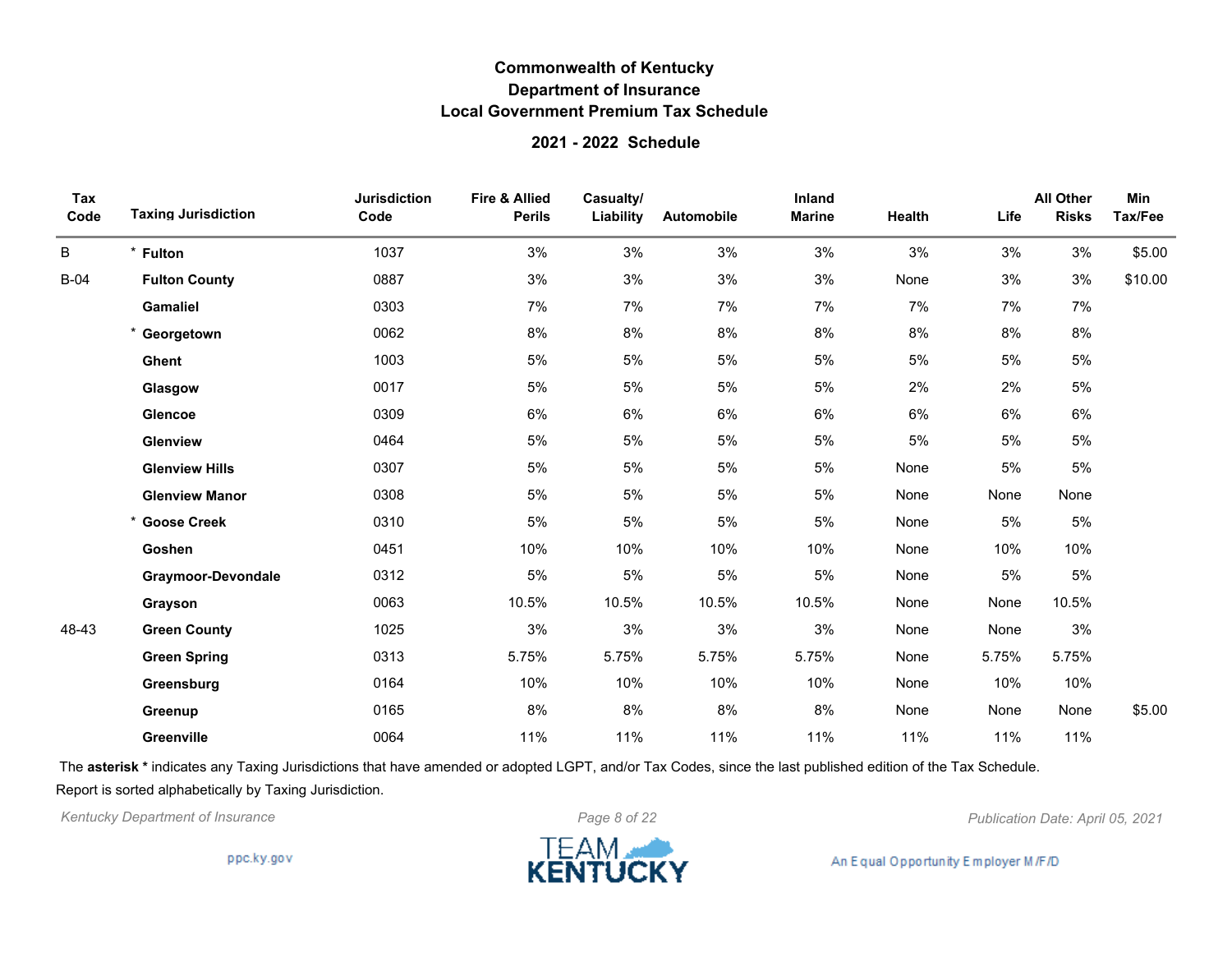# Commonwealth of Kentucky
## Department of Insurance
## Local Government Premium Tax Schedule

### 2021 - 2022 Schedule

| Tax Code | Taxing Jurisdiction | Jurisdiction Code | Fire & Allied Perils | Casualty/ Liability | Automobile | Inland Marine | Health | Life | All Other Risks | Min Tax/Fee |
|---|---|---|---|---|---|---|---|---|---|---|
| B | * **Fulton** | 1037 | 3% | 3% | 3% | 3% | 3% | 3% | 3% | $5.00 |
| B-04 | **Fulton County** | 0887 | 3% | 3% | 3% | 3% | None | 3% | 3% | $10.00 |
| | **Gamaliel** | 0303 | 7% | 7% | 7% | 7% | 7% | 7% | 7% | |
| | * **Georgetown** | 0062 | 8% | 8% | 8% | 8% | 8% | 8% | 8% | |
| | **Ghent** | 1003 | 5% | 5% | 5% | 5% | 5% | 5% | 5% | |
| | **Glasgow** | 0017 | 5% | 5% | 5% | 5% | 2% | 2% | 5% | |
| | **Glencoe** | 0309 | 6% | 6% | 6% | 6% | 6% | 6% | 6% | |
| | **Glenview** | 0464 | 5% | 5% | 5% | 5% | 5% | 5% | 5% | |
| | **Glenview Hills** | 0307 | 5% | 5% | 5% | 5% | None | 5% | 5% | |
| | **Glenview Manor** | 0308 | 5% | 5% | 5% | 5% | None | None | None | |
| | * **Goose Creek** | 0310 | 5% | 5% | 5% | 5% | None | 5% | 5% | |
| | **Goshen** | 0451 | 10% | 10% | 10% | 10% | None | 10% | 10% | |
| | **Graymoor-Devondale** | 0312 | 5% | 5% | 5% | 5% | None | 5% | 5% | |
| | **Grayson** | 0063 | 10.5% | 10.5% | 10.5% | 10.5% | None | None | 10.5% | |
| 48-43 | **Green County** | 1025 | 3% | 3% | 3% | 3% | None | None | 3% | |
| | **Green Spring** | 0313 | 5.75% | 5.75% | 5.75% | 5.75% | None | 5.75% | 5.75% | |
| | **Greensburg** | 0164 | 10% | 10% | 10% | 10% | None | 10% | 10% | |
| | **Greenup** | 0165 | 8% | 8% | 8% | 8% | None | None | None | $5.00 |
| | **Greenville** | 0064 | 11% | 11% | 11% | 11% | 11% | 11% | 11% | |

The **asterisk *** indicates any Taxing Jurisdictions that have amended or adopted LGPT, and/or Tax Codes, since the last published edition of the Tax Schedule.

Report is sorted alphabetically by Taxing Jurisdiction.

*Kentucky Department of Insurance* | *Publication Date: April 05, 2021*

ppc.ky.gov

TEAM KENTUCKY

An Equal Opportunity Employer M/F/D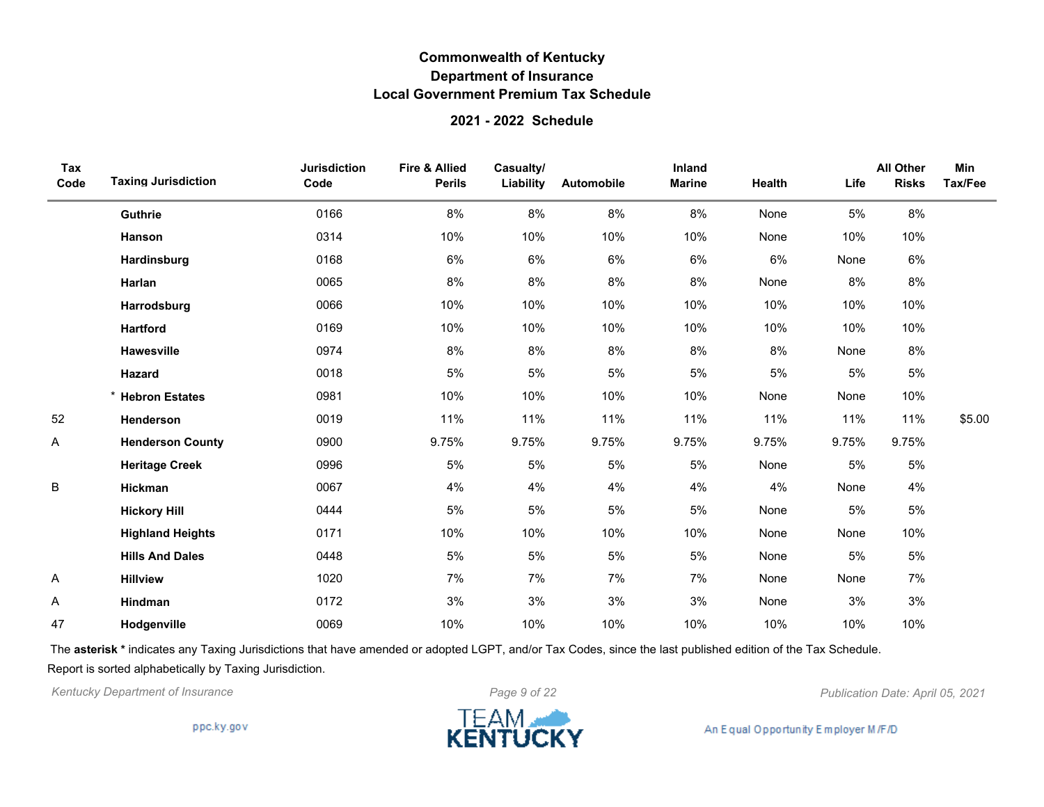# Commonwealth of Kentucky
## Department of Insurance
## Local Government Premium Tax Schedule

### 2021 - 2022 Schedule

| Tax Code | Taxing Jurisdiction | Jurisdiction Code | Fire & Allied Perils | Casualty/ Liability | Automobile | Inland Marine | Health | Life | All Other Risks | Min Tax/Fee |
|---|---|---|---|---|---|---|---|---|---|---|
| | **Guthrie** | 0166 | 8% | 8% | 8% | 8% | None | 5% | 8% | |
| | **Hanson** | 0314 | 10% | 10% | 10% | 10% | None | 10% | 10% | |
| | **Hardinsburg** | 0168 | 6% | 6% | 6% | 6% | 6% | None | 6% | |
| | **Harlan** | 0065 | 8% | 8% | 8% | 8% | None | 8% | 8% | |
| | **Harrodsburg** | 0066 | 10% | 10% | 10% | 10% | 10% | 10% | 10% | |
| | **Hartford** | 0169 | 10% | 10% | 10% | 10% | 10% | 10% | 10% | |
| | **Hawesville** | 0974 | 8% | 8% | 8% | 8% | 8% | None | 8% | |
| | **Hazard** | 0018 | 5% | 5% | 5% | 5% | 5% | 5% | 5% | |
| | * **Hebron Estates** | 0981 | 10% | 10% | 10% | 10% | None | None | 10% | |
| 52 | **Henderson** | 0019 | 11% | 11% | 11% | 11% | 11% | 11% | 11% | $5.00 |
| A | **Henderson County** | 0900 | 9.75% | 9.75% | 9.75% | 9.75% | 9.75% | 9.75% | 9.75% | |
| | **Heritage Creek** | 0996 | 5% | 5% | 5% | 5% | None | 5% | 5% | |
| B | **Hickman** | 0067 | 4% | 4% | 4% | 4% | 4% | None | 4% | |
| | **Hickory Hill** | 0444 | 5% | 5% | 5% | 5% | None | 5% | 5% | |
| | **Highland Heights** | 0171 | 10% | 10% | 10% | 10% | None | None | 10% | |
| | **Hills And Dales** | 0448 | 5% | 5% | 5% | 5% | None | 5% | 5% | |
| A | **Hillview** | 1020 | 7% | 7% | 7% | 7% | None | None | 7% | |
| A | **Hindman** | 0172 | 3% | 3% | 3% | 3% | None | 3% | 3% | |
| 47 | **Hodgenville** | 0069 | 10% | 10% | 10% | 10% | 10% | 10% | 10% | |

The **asterisk *** indicates any Taxing Jurisdictions that have amended or adopted LGPT, and/or Tax Codes, since the last published edition of the Tax Schedule.

Report is sorted alphabetically by Taxing Jurisdiction.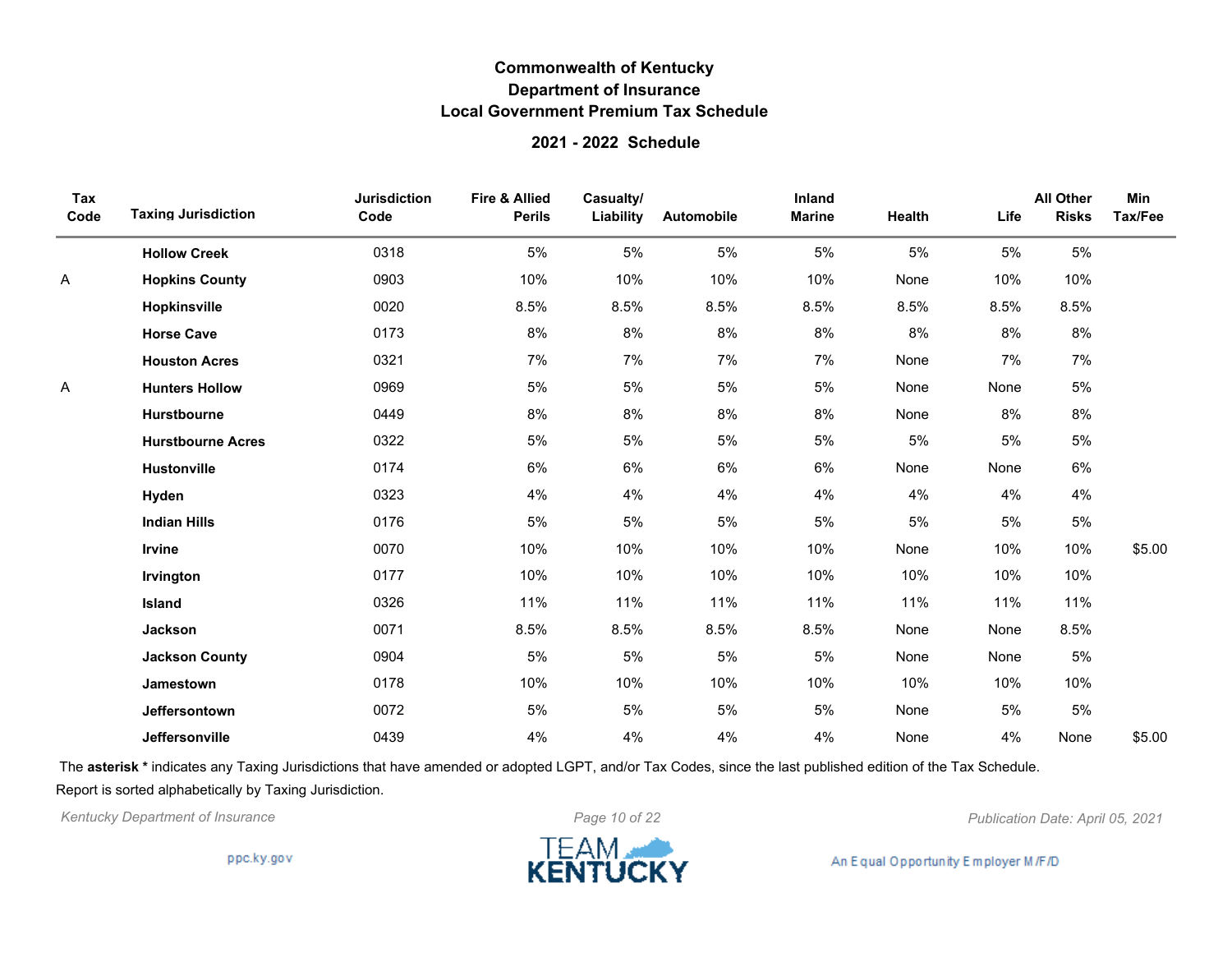# Commonwealth of Kentucky
## Department of Insurance
## Local Government Premium Tax Schedule

### 2021 - 2022 Schedule

| Tax Code | Taxing Jurisdiction | Jurisdiction Code | Fire & Allied Perils | Casualty/ Liability | Automobile | Inland Marine | Health | Life | All Other Risks | Min Tax/Fee |
|---|---|---|---|---|---|---|---|---|---|---|
| | **Hollow Creek** | 0318 | 5% | 5% | 5% | 5% | 5% | 5% | 5% | |
| A | **Hopkins County** | 0903 | 10% | 10% | 10% | 10% | None | 10% | 10% | |
| | **Hopkinsville** | 0020 | 8.5% | 8.5% | 8.5% | 8.5% | 8.5% | 8.5% | 8.5% | |
| | **Horse Cave** | 0173 | 8% | 8% | 8% | 8% | 8% | 8% | 8% | |
| | **Houston Acres** | 0321 | 7% | 7% | 7% | 7% | None | 7% | 7% | |
| A | **Hunters Hollow** | 0969 | 5% | 5% | 5% | 5% | None | None | 5% | |
| | **Hurstbourne** | 0449 | 8% | 8% | 8% | 8% | None | 8% | 8% | |
| | **Hurstbourne Acres** | 0322 | 5% | 5% | 5% | 5% | 5% | 5% | 5% | |
| | **Hustonville** | 0174 | 6% | 6% | 6% | 6% | None | None | 6% | |
| | **Hyden** | 0323 | 4% | 4% | 4% | 4% | 4% | 4% | 4% | |
| | **Indian Hills** | 0176 | 5% | 5% | 5% | 5% | 5% | 5% | 5% | |
| | **Irvine** | 0070 | 10% | 10% | 10% | 10% | None | 10% | 10% | $5.00 |
| | **Irvington** | 0177 | 10% | 10% | 10% | 10% | 10% | 10% | 10% | |
| | **Island** | 0326 | 11% | 11% | 11% | 11% | 11% | 11% | 11% | |
| | **Jackson** | 0071 | 8.5% | 8.5% | 8.5% | 8.5% | None | None | 8.5% | |
| | **Jackson County** | 0904 | 5% | 5% | 5% | 5% | None | None | 5% | |
| | **Jamestown** | 0178 | 10% | 10% | 10% | 10% | 10% | 10% | 10% | |
| | **Jeffersontown** | 0072 | 5% | 5% | 5% | 5% | None | 5% | 5% | |
| | **Jeffersonville** | 0439 | 4% | 4% | 4% | 4% | None | 4% | None | $5.00 |

The **asterisk *** indicates any Taxing Jurisdictions that have amended or adopted LGPT, and/or Tax Codes, since the last published edition of the Tax Schedule.

Report is sorted alphabetically by Taxing Jurisdiction.

*Kentucky Department of Insurance*

*Publication Date: April 05, 2021*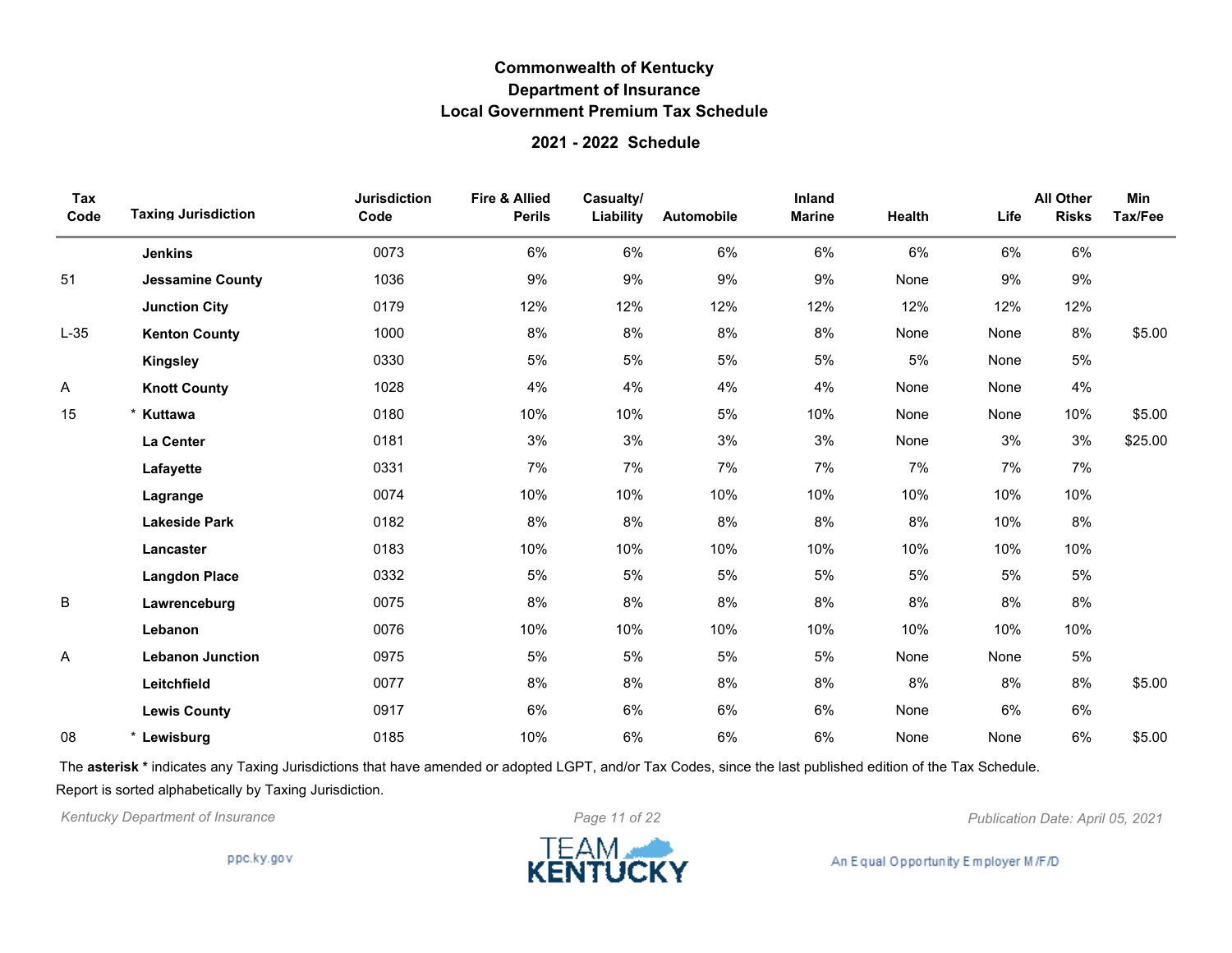# Commonwealth of Kentucky
## Department of Insurance
## Local Government Premium Tax Schedule

### 2021 - 2022 Schedule

| Tax Code | Taxing Jurisdiction | Jurisdiction Code | Fire & Allied Perils | Casualty/ Liability | Automobile | Inland Marine | Health | Life | All Other Risks | Min Tax/Fee |
|---|---|---|---|---|---|---|---|---|---|---|
| | **Jenkins** | 0073 | 6% | 6% | 6% | 6% | 6% | 6% | 6% | |
| 51 | **Jessamine County** | 1036 | 9% | 9% | 9% | 9% | None | 9% | 9% | |
| | **Junction City** | 0179 | 12% | 12% | 12% | 12% | 12% | 12% | 12% | |
| L-35 | **Kenton County** | 1000 | 8% | 8% | 8% | 8% | None | None | 8% | $5.00 |
| | **Kingsley** | 0330 | 5% | 5% | 5% | 5% | 5% | None | 5% | |
| A | **Knott County** | 1028 | 4% | 4% | 4% | 4% | None | None | 4% | |
| 15 | * **Kuttawa** | 0180 | 10% | 10% | 5% | 10% | None | None | 10% | $5.00 |
| | **La Center** | 0181 | 3% | 3% | 3% | 3% | None | 3% | 3% | $25.00 |
| | **Lafayette** | 0331 | 7% | 7% | 7% | 7% | 7% | 7% | 7% | |
| | **Lagrange** | 0074 | 10% | 10% | 10% | 10% | 10% | 10% | 10% | |
| | **Lakeside Park** | 0182 | 8% | 8% | 8% | 8% | 8% | 10% | 8% | |
| | **Lancaster** | 0183 | 10% | 10% | 10% | 10% | 10% | 10% | 10% | |
| | **Langdon Place** | 0332 | 5% | 5% | 5% | 5% | 5% | 5% | 5% | |
| B | **Lawrenceburg** | 0075 | 8% | 8% | 8% | 8% | 8% | 8% | 8% | |
| | **Lebanon** | 0076 | 10% | 10% | 10% | 10% | 10% | 10% | 10% | |
| A | **Lebanon Junction** | 0975 | 5% | 5% | 5% | 5% | None | None | 5% | |
| | **Leitchfield** | 0077 | 8% | 8% | 8% | 8% | 8% | 8% | 8% | $5.00 |
| | **Lewis County** | 0917 | 6% | 6% | 6% | 6% | None | 6% | 6% | |
| 08 | * **Lewisburg** | 0185 | 10% | 6% | 6% | 6% | None | None | 6% | $5.00 |

The **asterisk *** indicates any Taxing Jurisdictions that have amended or adopted LGPT, and/or Tax Codes, since the last published edition of the Tax Schedule.

Report is sorted alphabetically by Taxing Jurisdiction.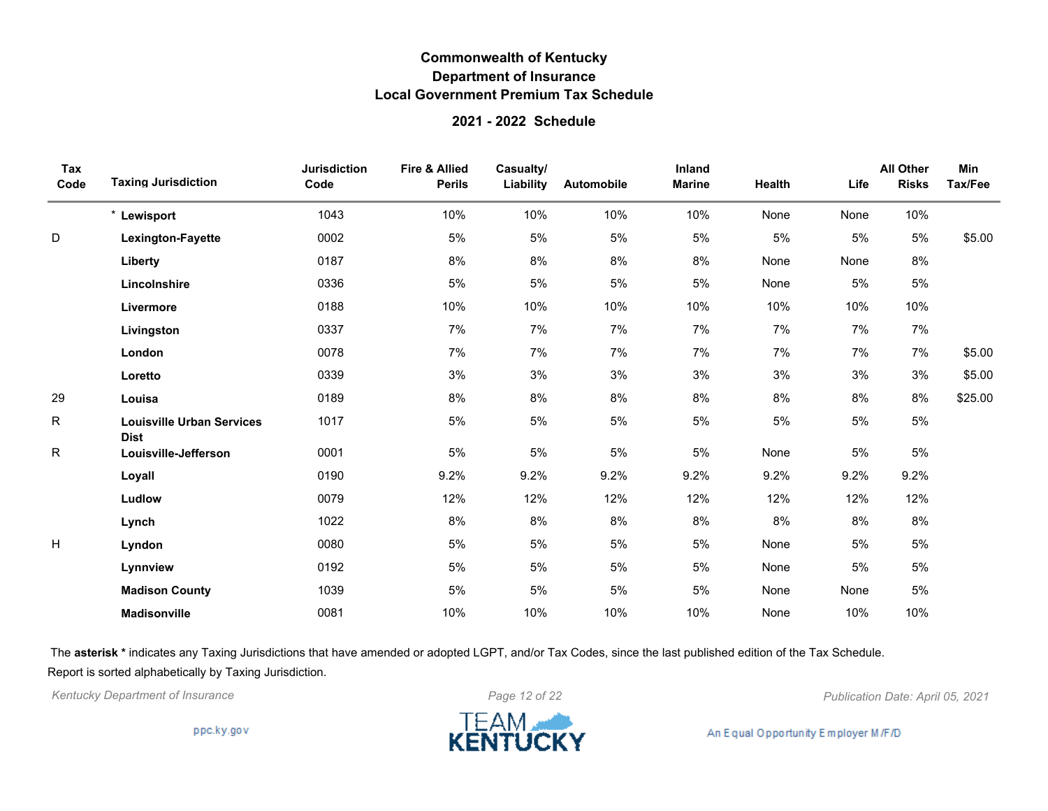# Commonwealth of Kentucky
## Department of Insurance
## Local Government Premium Tax Schedule

### 2021 - 2022 Schedule

| Tax Code | Taxing Jurisdiction | Jurisdiction Code | Fire & Allied Perils | Casualty/ Liability | Automobile | Inland Marine | Health | Life | All Other Risks | Min Tax/Fee |
|---|---|---|---|---|---|---|---|---|---|---|
| | * Lewisport | 1043 | 10% | 10% | 10% | 10% | None | None | 10% | |
| D | Lexington-Fayette | 0002 | 5% | 5% | 5% | 5% | 5% | 5% | 5% | $5.00 |
| | Liberty | 0187 | 8% | 8% | 8% | 8% | None | None | 8% | |
| | Lincolnshire | 0336 | 5% | 5% | 5% | 5% | None | 5% | 5% | |
| | Livermore | 0188 | 10% | 10% | 10% | 10% | 10% | 10% | 10% | |
| | Livingston | 0337 | 7% | 7% | 7% | 7% | 7% | 7% | 7% | |
| | London | 0078 | 7% | 7% | 7% | 7% | 7% | 7% | 7% | $5.00 |
| | Loretto | 0339 | 3% | 3% | 3% | 3% | 3% | 3% | 3% | $5.00 |
| 29 | Louisa | 0189 | 8% | 8% | 8% | 8% | 8% | 8% | 8% | $25.00 |
| R | Louisville Urban Services Dist | 1017 | 5% | 5% | 5% | 5% | 5% | 5% | 5% | |
| R | Louisville-Jefferson | 0001 | 5% | 5% | 5% | 5% | None | 5% | 5% | |
| | Loyall | 0190 | 9.2% | 9.2% | 9.2% | 9.2% | 9.2% | 9.2% | 9.2% | |
| | Ludlow | 0079 | 12% | 12% | 12% | 12% | 12% | 12% | 12% | |
| | Lynch | 1022 | 8% | 8% | 8% | 8% | 8% | 8% | 8% | |
| H | Lyndon | 0080 | 5% | 5% | 5% | 5% | None | 5% | 5% | |
| | Lynnview | 0192 | 5% | 5% | 5% | 5% | None | 5% | 5% | |
| | Madison County | 1039 | 5% | 5% | 5% | 5% | None | None | 5% | |
| | Madisonville | 0081 | 10% | 10% | 10% | 10% | None | 10% | 10% | |

The **asterisk *** indicates any Taxing Jurisdictions that have amended or adopted LGPT, and/or Tax Codes, since the last published edition of the Tax Schedule.

Report is sorted alphabetically by Taxing Jurisdiction.

*Kentucky Department of Insurance* — *Publication Date: April 05, 2021*

ppc.ky.gov — TEAM KENTUCKY — An Equal Opportunity Employer M/F/D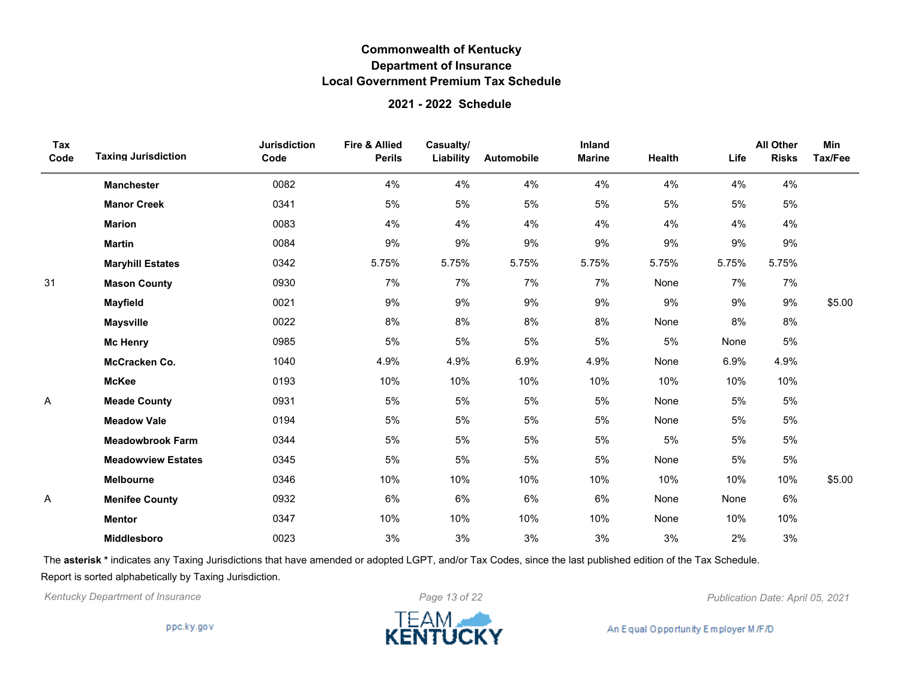# Commonwealth of Kentucky
# Department of Insurance
# Local Government Premium Tax Schedule

## 2021 - 2022 Schedule

| Tax Code | Taxing Jurisdiction | Jurisdiction Code | Fire & Allied Perils | Casualty/ Liability | Automobile | Inland Marine | Health | Life | All Other Risks | Min Tax/Fee |
|---|---|---|---|---|---|---|---|---|---|---|
| | **Manchester** | 0082 | 4% | 4% | 4% | 4% | 4% | 4% | 4% | |
| | **Manor Creek** | 0341 | 5% | 5% | 5% | 5% | 5% | 5% | 5% | |
| | **Marion** | 0083 | 4% | 4% | 4% | 4% | 4% | 4% | 4% | |
| | **Martin** | 0084 | 9% | 9% | 9% | 9% | 9% | 9% | 9% | |
| | **Maryhill Estates** | 0342 | 5.75% | 5.75% | 5.75% | 5.75% | 5.75% | 5.75% | 5.75% | |
| 31 | **Mason County** | 0930 | 7% | 7% | 7% | 7% | None | 7% | 7% | |
| | **Mayfield** | 0021 | 9% | 9% | 9% | 9% | 9% | 9% | 9% | $5.00 |
| | **Maysville** | 0022 | 8% | 8% | 8% | 8% | None | 8% | 8% | |
| | **Mc Henry** | 0985 | 5% | 5% | 5% | 5% | 5% | None | 5% | |
| | **McCracken Co.** | 1040 | 4.9% | 4.9% | 6.9% | 4.9% | None | 6.9% | 4.9% | |
| | **McKee** | 0193 | 10% | 10% | 10% | 10% | 10% | 10% | 10% | |
| A | **Meade County** | 0931 | 5% | 5% | 5% | 5% | None | 5% | 5% | |
| | **Meadow Vale** | 0194 | 5% | 5% | 5% | 5% | None | 5% | 5% | |
| | **Meadowbrook Farm** | 0344 | 5% | 5% | 5% | 5% | 5% | 5% | 5% | |
| | **Meadowview Estates** | 0345 | 5% | 5% | 5% | 5% | None | 5% | 5% | |
| | **Melbourne** | 0346 | 10% | 10% | 10% | 10% | 10% | 10% | 10% | $5.00 |
| A | **Menifee County** | 0932 | 6% | 6% | 6% | 6% | None | None | 6% | |
| | **Mentor** | 0347 | 10% | 10% | 10% | 10% | None | 10% | 10% | |
| | **Middlesboro** | 0023 | 3% | 3% | 3% | 3% | 3% | 2% | 3% | |

The **asterisk *** indicates any Taxing Jurisdictions that have amended or adopted LGPT, and/or Tax Codes, since the last published edition of the Tax Schedule.

Report is sorted alphabetically by Taxing Jurisdiction.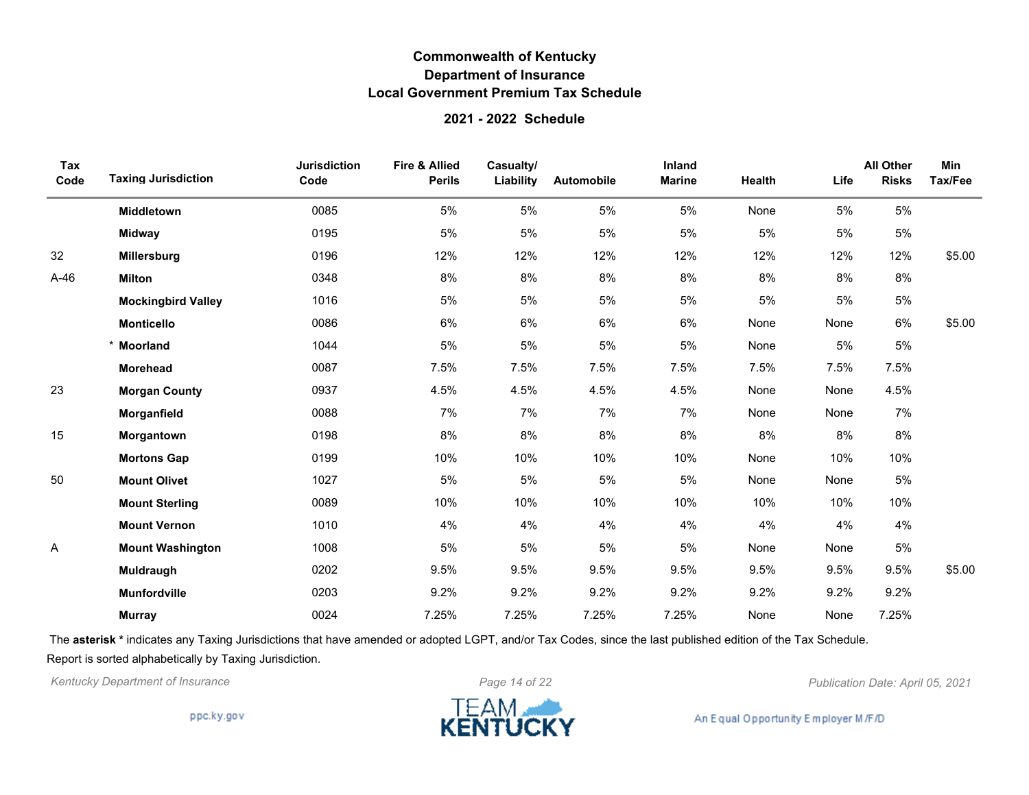# Commonwealth of Kentucky
## Department of Insurance
## Local Government Premium Tax Schedule

### 2021 - 2022 Schedule

| Tax Code | Taxing Jurisdiction | Jurisdiction Code | Fire & Allied Perils | Casualty/ Liability | Automobile | Inland Marine | Health | Life | All Other Risks | Min Tax/Fee |
|---|---|---|---|---|---|---|---|---|---|---|
| | **Middletown** | 0085 | 5% | 5% | 5% | 5% | None | 5% | 5% | |
| | **Midway** | 0195 | 5% | 5% | 5% | 5% | 5% | 5% | 5% | |
| 32 | **Millersburg** | 0196 | 12% | 12% | 12% | 12% | 12% | 12% | 12% | $5.00 |
| A-46 | **Milton** | 0348 | 8% | 8% | 8% | 8% | 8% | 8% | 8% | |
| | **Mockingbird Valley** | 1016 | 5% | 5% | 5% | 5% | 5% | 5% | 5% | |
| | **Monticello** | 0086 | 6% | 6% | 6% | 6% | None | None | 6% | $5.00 |
| | * **Moorland** | 1044 | 5% | 5% | 5% | 5% | None | 5% | 5% | |
| | **Morehead** | 0087 | 7.5% | 7.5% | 7.5% | 7.5% | 7.5% | 7.5% | 7.5% | |
| 23 | **Morgan County** | 0937 | 4.5% | 4.5% | 4.5% | 4.5% | None | None | 4.5% | |
| | **Morganfield** | 0088 | 7% | 7% | 7% | 7% | None | None | 7% | |
| 15 | **Morgantown** | 0198 | 8% | 8% | 8% | 8% | 8% | 8% | 8% | |
| | **Mortons Gap** | 0199 | 10% | 10% | 10% | 10% | None | 10% | 10% | |
| 50 | **Mount Olivet** | 1027 | 5% | 5% | 5% | 5% | None | None | 5% | |
| | **Mount Sterling** | 0089 | 10% | 10% | 10% | 10% | 10% | 10% | 10% | |
| | **Mount Vernon** | 1010 | 4% | 4% | 4% | 4% | 4% | 4% | 4% | |
| A | **Mount Washington** | 1008 | 5% | 5% | 5% | 5% | None | None | 5% | |
| | **Muldraugh** | 0202 | 9.5% | 9.5% | 9.5% | 9.5% | 9.5% | 9.5% | 9.5% | $5.00 |
| | **Munfordville** | 0203 | 9.2% | 9.2% | 9.2% | 9.2% | 9.2% | 9.2% | 9.2% | |
| | **Murray** | 0024 | 7.25% | 7.25% | 7.25% | 7.25% | None | None | 7.25% | |

The **asterisk *** indicates any Taxing Jurisdictions that have amended or adopted LGPT, and/or Tax Codes, since the last published edition of the Tax Schedule.

Report is sorted alphabetically by Taxing Jurisdiction.

*Kentucky Department of Insurance* *Publication Date: April 05, 2021*

ppc.ky.gov

TEAM KENTUCKY

An Equal Opportunity Employer M/F/D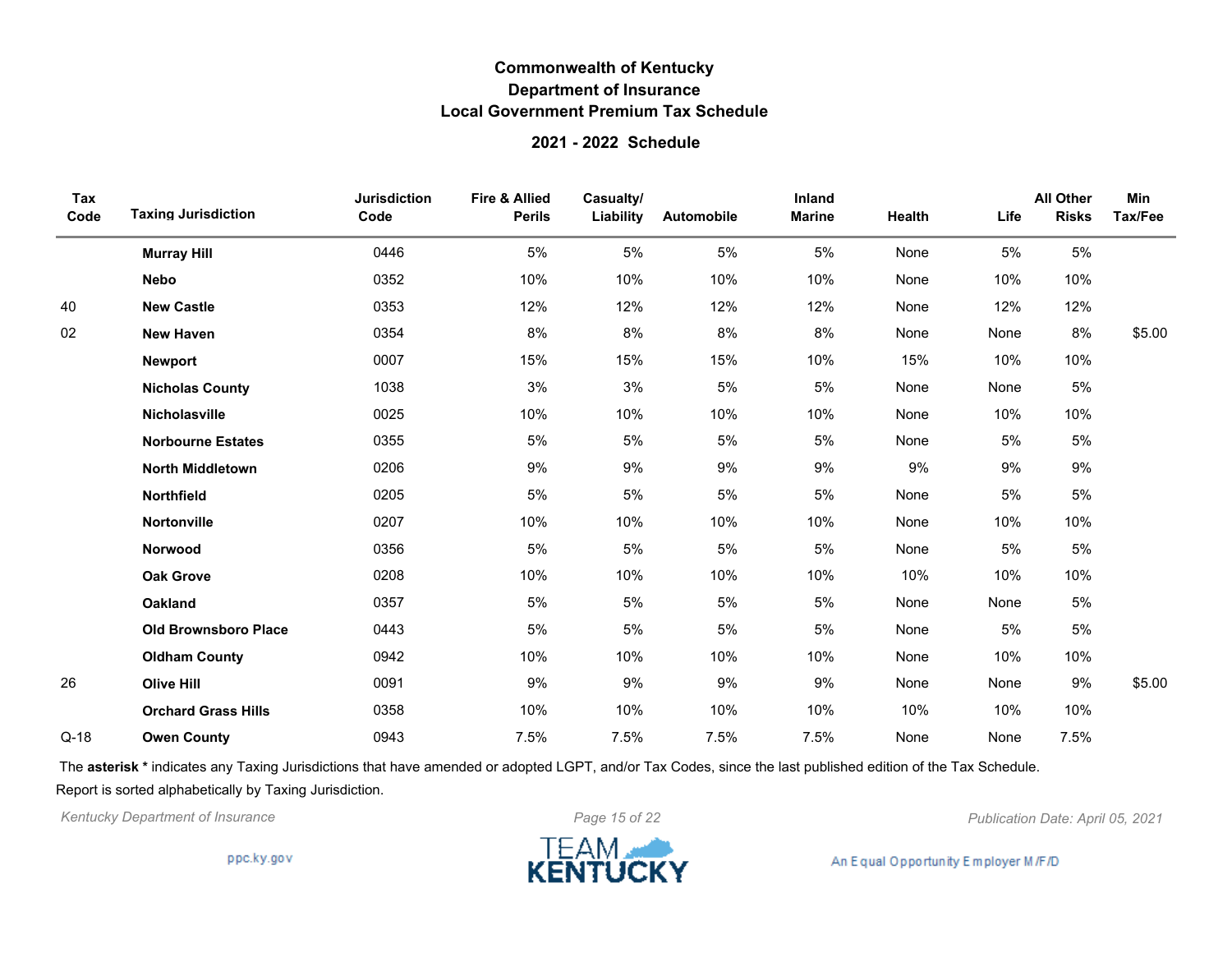### Commonwealth of Kentucky
### Department of Insurance
### Local Government Premium Tax Schedule

#### 2021 - 2022 Schedule

| Tax Code | Taxing Jurisdiction | Jurisdiction Code | Fire & Allied Perils | Casualty/ Liability | Automobile | Inland Marine | Health | Life | All Other Risks | Min Tax/Fee |
|---|---|---|---|---|---|---|---|---|---|---|
| | **Murray Hill** | 0446 | 5% | 5% | 5% | 5% | None | 5% | 5% | |
| | **Nebo** | 0352 | 10% | 10% | 10% | 10% | None | 10% | 10% | |
| 40 | **New Castle** | 0353 | 12% | 12% | 12% | 12% | None | 12% | 12% | |
| 02 | **New Haven** | 0354 | 8% | 8% | 8% | 8% | None | None | 8% | $5.00 |
| | **Newport** | 0007 | 15% | 15% | 15% | 10% | 15% | 10% | 10% | |
| | **Nicholas County** | 1038 | 3% | 3% | 5% | 5% | None | None | 5% | |
| | **Nicholasville** | 0025 | 10% | 10% | 10% | 10% | None | 10% | 10% | |
| | **Norbourne Estates** | 0355 | 5% | 5% | 5% | 5% | None | 5% | 5% | |
| | **North Middletown** | 0206 | 9% | 9% | 9% | 9% | 9% | 9% | 9% | |
| | **Northfield** | 0205 | 5% | 5% | 5% | 5% | None | 5% | 5% | |
| | **Nortonville** | 0207 | 10% | 10% | 10% | 10% | None | 10% | 10% | |
| | **Norwood** | 0356 | 5% | 5% | 5% | 5% | None | 5% | 5% | |
| | **Oak Grove** | 0208 | 10% | 10% | 10% | 10% | 10% | 10% | 10% | |
| | **Oakland** | 0357 | 5% | 5% | 5% | 5% | None | None | 5% | |
| | **Old Brownsboro Place** | 0443 | 5% | 5% | 5% | 5% | None | 5% | 5% | |
| | **Oldham County** | 0942 | 10% | 10% | 10% | 10% | None | 10% | 10% | |
| 26 | **Olive Hill** | 0091 | 9% | 9% | 9% | 9% | None | None | 9% | $5.00 |
| | **Orchard Grass Hills** | 0358 | 10% | 10% | 10% | 10% | 10% | 10% | 10% | |
| Q-18 | **Owen County** | 0943 | 7.5% | 7.5% | 7.5% | 7.5% | None | None | 7.5% | |

The **asterisk *** indicates any Taxing Jurisdictions that have amended or adopted LGPT, and/or Tax Codes, since the last published edition of the Tax Schedule.

Report is sorted alphabetically by Taxing Jurisdiction.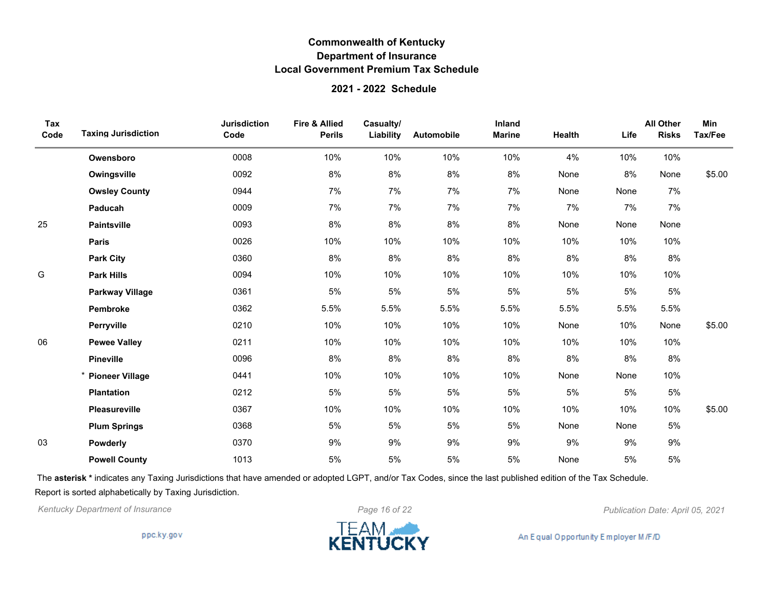# Commonwealth of Kentucky
## Department of Insurance
## Local Government Premium Tax Schedule

### 2021 - 2022 Schedule

| Tax Code | Taxing Jurisdiction | Jurisdiction Code | Fire & Allied Perils | Casualty/ Liability | Automobile | Inland Marine | Health | Life | All Other Risks | Min Tax/Fee |
|---|---|---|---|---|---|---|---|---|---|---|
| | Owensboro | 0008 | 10% | 10% | 10% | 10% | 4% | 10% | 10% | |
| | Owingsville | 0092 | 8% | 8% | 8% | 8% | None | 8% | None | $5.00 |
| | Owsley County | 0944 | 7% | 7% | 7% | 7% | None | None | 7% | |
| | Paducah | 0009 | 7% | 7% | 7% | 7% | 7% | 7% | 7% | |
| 25 | Paintsville | 0093 | 8% | 8% | 8% | 8% | None | None | None | |
| | Paris | 0026 | 10% | 10% | 10% | 10% | 10% | 10% | 10% | |
| | Park City | 0360 | 8% | 8% | 8% | 8% | 8% | 8% | 8% | |
| G | Park Hills | 0094 | 10% | 10% | 10% | 10% | 10% | 10% | 10% | |
| | Parkway Village | 0361 | 5% | 5% | 5% | 5% | 5% | 5% | 5% | |
| | Pembroke | 0362 | 5.5% | 5.5% | 5.5% | 5.5% | 5.5% | 5.5% | 5.5% | |
| | Perryville | 0210 | 10% | 10% | 10% | 10% | None | 10% | None | $5.00 |
| 06 | Pewee Valley | 0211 | 10% | 10% | 10% | 10% | 10% | 10% | 10% | |
| | Pineville | 0096 | 8% | 8% | 8% | 8% | 8% | 8% | 8% | |
| | * Pioneer Village | 0441 | 10% | 10% | 10% | 10% | None | None | 10% | |
| | Plantation | 0212 | 5% | 5% | 5% | 5% | 5% | 5% | 5% | |
| | Pleasureville | 0367 | 10% | 10% | 10% | 10% | 10% | 10% | 10% | $5.00 |
| | Plum Springs | 0368 | 5% | 5% | 5% | 5% | None | None | 5% | |
| 03 | Powderly | 0370 | 9% | 9% | 9% | 9% | 9% | 9% | 9% | |
| | Powell County | 1013 | 5% | 5% | 5% | 5% | None | 5% | 5% | |

The **asterisk *** indicates any Taxing Jurisdictions that have amended or adopted LGPT, and/or Tax Codes, since the last published edition of the Tax Schedule.

Report is sorted alphabetically by Taxing Jurisdiction.

*Kentucky Department of Insurance* *Publication Date: April 05, 2021*

ppc.ky.gov

TEAM KENTUCKY

An Equal Opportunity Employer M/F/D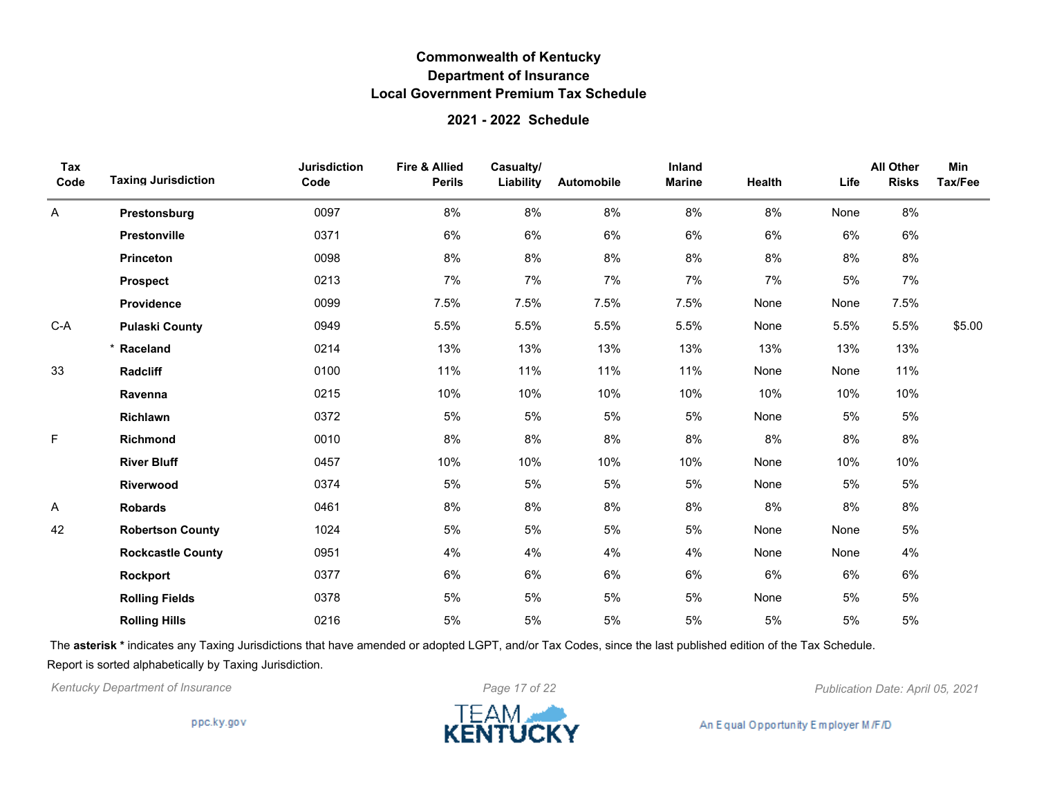# Commonwealth of Kentucky
## Department of Insurance
## Local Government Premium Tax Schedule

### 2021 - 2022 Schedule

| Tax Code | Taxing Jurisdiction | Jurisdiction Code | Fire & Allied Perils | Casualty/ Liability | Automobile | Inland Marine | Health | Life | All Other Risks | Min Tax/Fee |
|---|---|---|---|---|---|---|---|---|---|---|
| A | **Prestonsburg** | 0097 | 8% | 8% | 8% | 8% | 8% | None | 8% | |
| | **Prestonville** | 0371 | 6% | 6% | 6% | 6% | 6% | 6% | 6% | |
| | **Princeton** | 0098 | 8% | 8% | 8% | 8% | 8% | 8% | 8% | |
| | **Prospect** | 0213 | 7% | 7% | 7% | 7% | 7% | 5% | 7% | |
| | **Providence** | 0099 | 7.5% | 7.5% | 7.5% | 7.5% | None | None | 7.5% | |
| C-A | **Pulaski County** | 0949 | 5.5% | 5.5% | 5.5% | 5.5% | None | 5.5% | 5.5% | $5.00 |
| | * **Raceland** | 0214 | 13% | 13% | 13% | 13% | 13% | 13% | 13% | |
| 33 | **Radcliff** | 0100 | 11% | 11% | 11% | 11% | None | None | 11% | |
| | **Ravenna** | 0215 | 10% | 10% | 10% | 10% | 10% | 10% | 10% | |
| | **Richlawn** | 0372 | 5% | 5% | 5% | 5% | None | 5% | 5% | |
| F | **Richmond** | 0010 | 8% | 8% | 8% | 8% | 8% | 8% | 8% | |
| | **River Bluff** | 0457 | 10% | 10% | 10% | 10% | None | 10% | 10% | |
| | **Riverwood** | 0374 | 5% | 5% | 5% | 5% | None | 5% | 5% | |
| A | **Robards** | 0461 | 8% | 8% | 8% | 8% | 8% | 8% | 8% | |
| 42 | **Robertson County** | 1024 | 5% | 5% | 5% | 5% | None | None | 5% | |
| | **Rockcastle County** | 0951 | 4% | 4% | 4% | 4% | None | None | 4% | |
| | **Rockport** | 0377 | 6% | 6% | 6% | 6% | 6% | 6% | 6% | |
| | **Rolling Fields** | 0378 | 5% | 5% | 5% | 5% | None | 5% | 5% | |
| | **Rolling Hills** | 0216 | 5% | 5% | 5% | 5% | 5% | 5% | 5% | |

The **asterisk *** indicates any Taxing Jurisdictions that have amended or adopted LGPT, and/or Tax Codes, since the last published edition of the Tax Schedule.

Report is sorted alphabetically by Taxing Jurisdiction.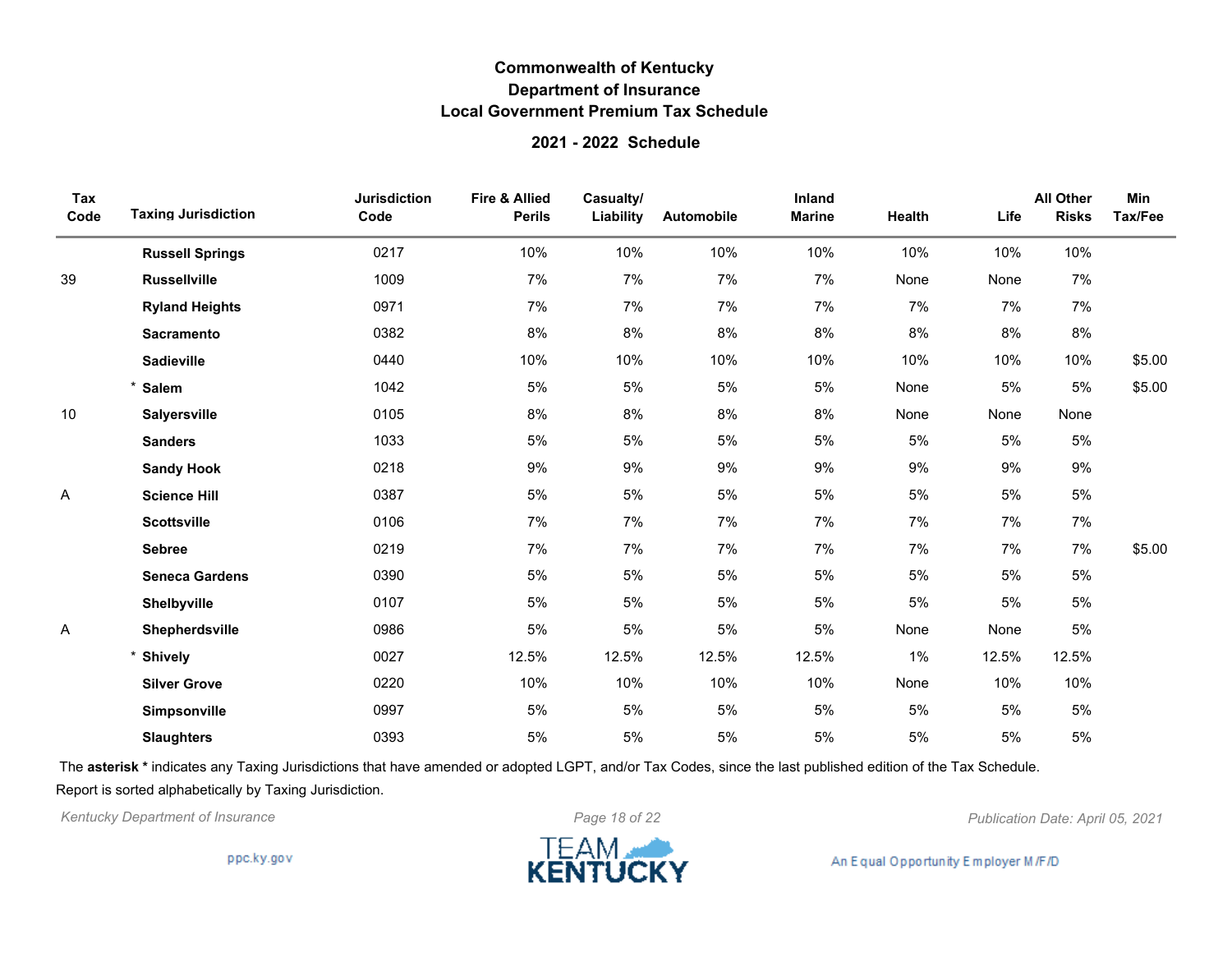# Commonwealth of Kentucky
## Department of Insurance
## Local Government Premium Tax Schedule

### 2021 - 2022 Schedule

| Tax Code | Taxing Jurisdiction | Jurisdiction Code | Fire & Allied Perils | Casualty/ Liability | Automobile | Inland Marine | Health | Life | All Other Risks | Min Tax/Fee |
|---|---|---|---|---|---|---|---|---|---|---|
| | **Russell Springs** | 0217 | 10% | 10% | 10% | 10% | 10% | 10% | 10% | |
| 39 | **Russellville** | 1009 | 7% | 7% | 7% | 7% | None | None | 7% | |
| | **Ryland Heights** | 0971 | 7% | 7% | 7% | 7% | 7% | 7% | 7% | |
| | **Sacramento** | 0382 | 8% | 8% | 8% | 8% | 8% | 8% | 8% | |
| | **Sadieville** | 0440 | 10% | 10% | 10% | 10% | 10% | 10% | 10% | $5.00 |
| | * **Salem** | 1042 | 5% | 5% | 5% | 5% | None | 5% | 5% | $5.00 |
| 10 | **Salyersville** | 0105 | 8% | 8% | 8% | 8% | None | None | None | |
| | **Sanders** | 1033 | 5% | 5% | 5% | 5% | 5% | 5% | 5% | |
| | **Sandy Hook** | 0218 | 9% | 9% | 9% | 9% | 9% | 9% | 9% | |
| A | **Science Hill** | 0387 | 5% | 5% | 5% | 5% | 5% | 5% | 5% | |
| | **Scottsville** | 0106 | 7% | 7% | 7% | 7% | 7% | 7% | 7% | |
| | **Sebree** | 0219 | 7% | 7% | 7% | 7% | 7% | 7% | 7% | $5.00 |
| | **Seneca Gardens** | 0390 | 5% | 5% | 5% | 5% | 5% | 5% | 5% | |
| | **Shelbyville** | 0107 | 5% | 5% | 5% | 5% | 5% | 5% | 5% | |
| A | **Shepherdsville** | 0986 | 5% | 5% | 5% | 5% | None | None | 5% | |
| | * **Shively** | 0027 | 12.5% | 12.5% | 12.5% | 12.5% | 1% | 12.5% | 12.5% | |
| | **Silver Grove** | 0220 | 10% | 10% | 10% | 10% | None | 10% | 10% | |
| | **Simpsonville** | 0997 | 5% | 5% | 5% | 5% | 5% | 5% | 5% | |
| | **Slaughters** | 0393 | 5% | 5% | 5% | 5% | 5% | 5% | 5% | |

The **asterisk *** indicates any Taxing Jurisdictions that have amended or adopted LGPT, and/or Tax Codes, since the last published edition of the Tax Schedule.

Report is sorted alphabetically by Taxing Jurisdiction.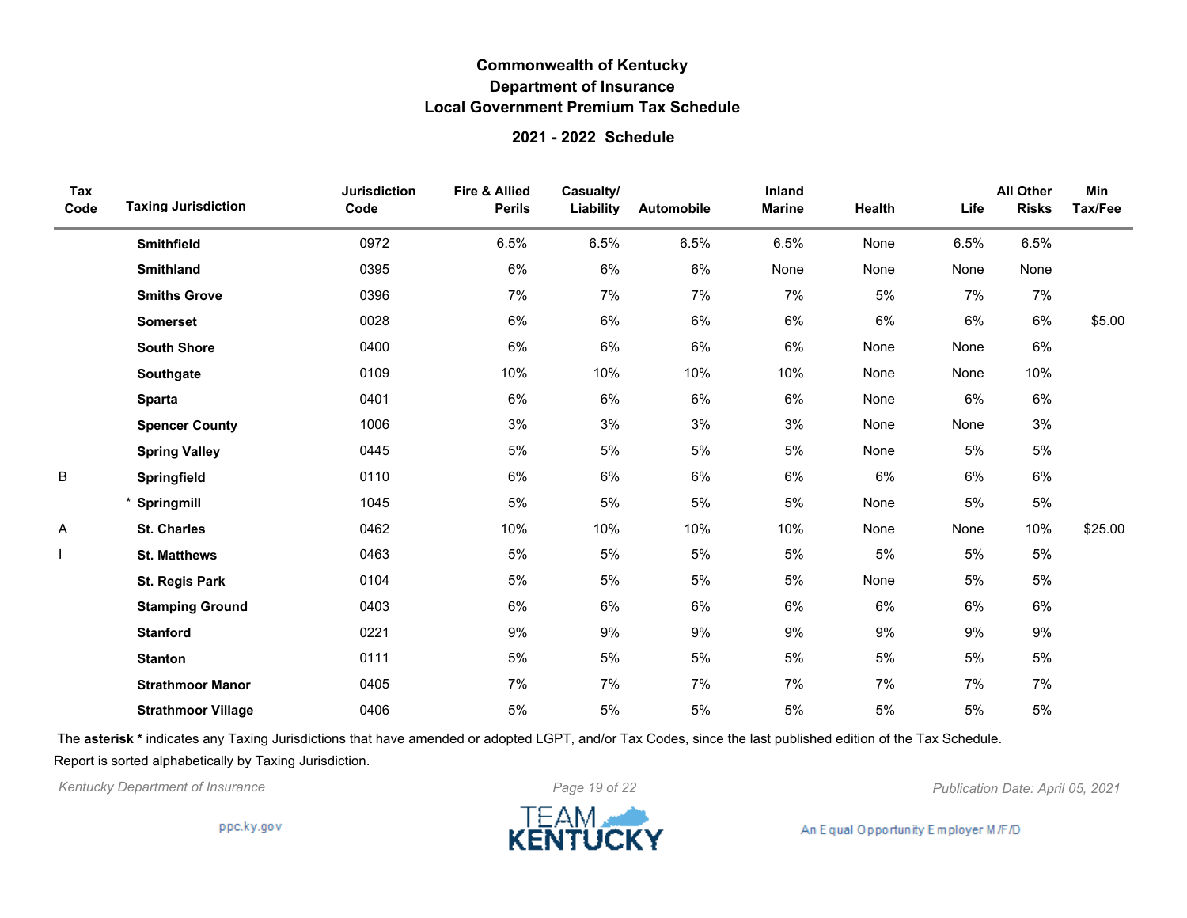# Commonwealth of Kentucky
## Department of Insurance
## Local Government Premium Tax Schedule

### 2021 - 2022 Schedule

| Tax Code | Taxing Jurisdiction | Jurisdiction Code | Fire & Allied Perils | Casualty/ Liability | Automobile | Inland Marine | Health | Life | All Other Risks | Min Tax/Fee |
|---|---|---|---|---|---|---|---|---|---|---|
| | **Smithfield** | 0972 | 6.5% | 6.5% | 6.5% | 6.5% | None | 6.5% | 6.5% | |
| | **Smithland** | 0395 | 6% | 6% | 6% | None | None | None | None | |
| | **Smiths Grove** | 0396 | 7% | 7% | 7% | 7% | 5% | 7% | 7% | |
| | **Somerset** | 0028 | 6% | 6% | 6% | 6% | 6% | 6% | 6% | $5.00 |
| | **South Shore** | 0400 | 6% | 6% | 6% | 6% | None | None | 6% | |
| | **Southgate** | 0109 | 10% | 10% | 10% | 10% | None | None | 10% | |
| | **Sparta** | 0401 | 6% | 6% | 6% | 6% | None | 6% | 6% | |
| | **Spencer County** | 1006 | 3% | 3% | 3% | 3% | None | None | 3% | |
| | **Spring Valley** | 0445 | 5% | 5% | 5% | 5% | None | 5% | 5% | |
| B | **Springfield** | 0110 | 6% | 6% | 6% | 6% | 6% | 6% | 6% | |
| | * **Springmill** | 1045 | 5% | 5% | 5% | 5% | None | 5% | 5% | |
| A | **St. Charles** | 0462 | 10% | 10% | 10% | 10% | None | None | 10% | $25.00 |
| I | **St. Matthews** | 0463 | 5% | 5% | 5% | 5% | 5% | 5% | 5% | |
| | **St. Regis Park** | 0104 | 5% | 5% | 5% | 5% | None | 5% | 5% | |
| | **Stamping Ground** | 0403 | 6% | 6% | 6% | 6% | 6% | 6% | 6% | |
| | **Stanford** | 0221 | 9% | 9% | 9% | 9% | 9% | 9% | 9% | |
| | **Stanton** | 0111 | 5% | 5% | 5% | 5% | 5% | 5% | 5% | |
| | **Strathmoor Manor** | 0405 | 7% | 7% | 7% | 7% | 7% | 7% | 7% | |
| | **Strathmoor Village** | 0406 | 5% | 5% | 5% | 5% | 5% | 5% | 5% | |

The **asterisk *** indicates any Taxing Jurisdictions that have amended or adopted LGPT, and/or Tax Codes, since the last published edition of the Tax Schedule.

Report is sorted alphabetically by Taxing Jurisdiction.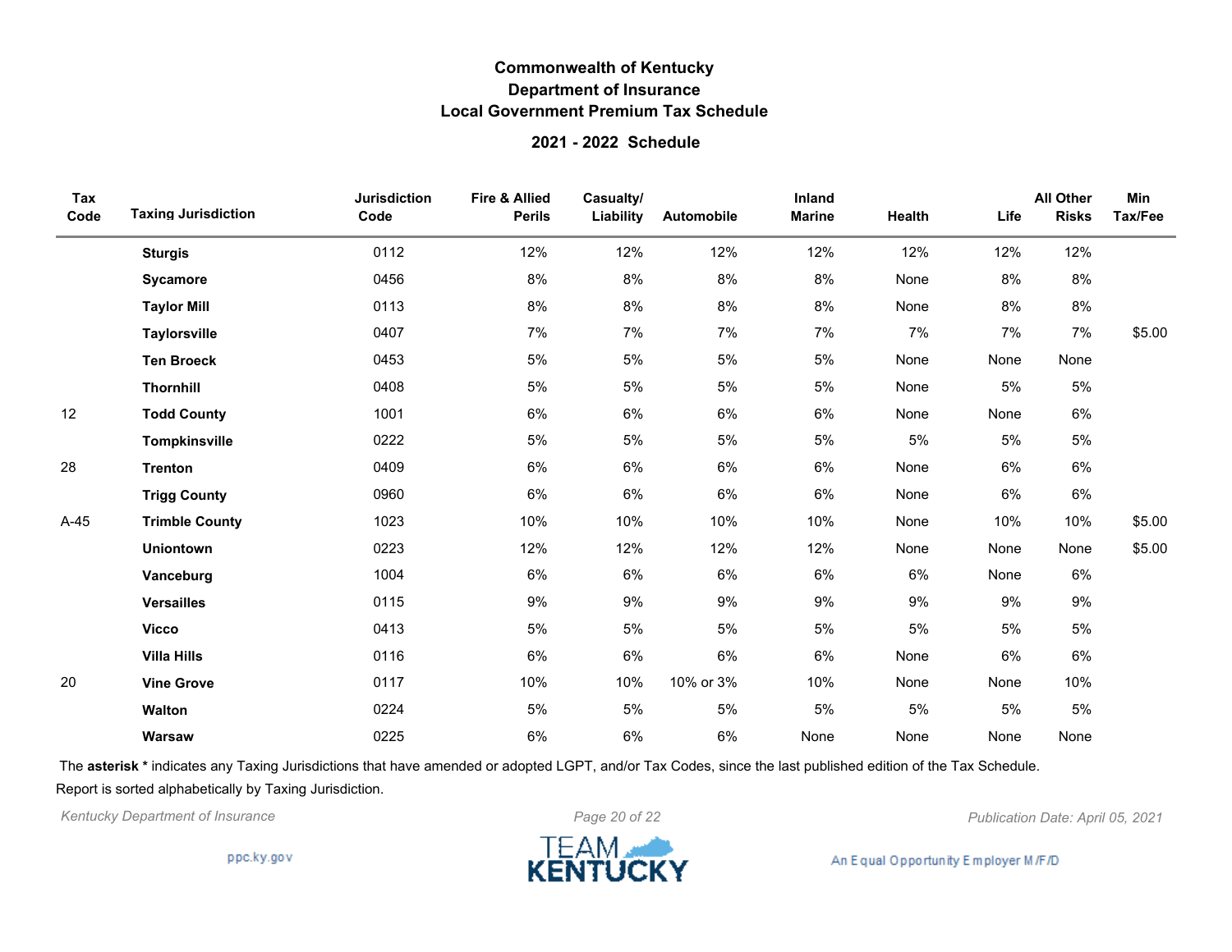# Commonwealth of Kentucky
## Department of Insurance
## Local Government Premium Tax Schedule

### 2021 - 2022 Schedule

| Tax Code | Taxing Jurisdiction | Jurisdiction Code | Fire & Allied Perils | Casualty/ Liability | Automobile | Inland Marine | Health | Life | All Other Risks | Min Tax/Fee |
|---|---|---|---|---|---|---|---|---|---|---|
| | **Sturgis** | 0112 | 12% | 12% | 12% | 12% | 12% | 12% | 12% | |
| | **Sycamore** | 0456 | 8% | 8% | 8% | 8% | None | 8% | 8% | |
| | **Taylor Mill** | 0113 | 8% | 8% | 8% | 8% | None | 8% | 8% | |
| | **Taylorsville** | 0407 | 7% | 7% | 7% | 7% | 7% | 7% | 7% | $5.00 |
| | **Ten Broeck** | 0453 | 5% | 5% | 5% | 5% | None | None | None | |
| | **Thornhill** | 0408 | 5% | 5% | 5% | 5% | None | 5% | 5% | |
| 12 | **Todd County** | 1001 | 6% | 6% | 6% | 6% | None | None | 6% | |
| | **Tompkinsville** | 0222 | 5% | 5% | 5% | 5% | 5% | 5% | 5% | |
| 28 | **Trenton** | 0409 | 6% | 6% | 6% | 6% | None | 6% | 6% | |
| | **Trigg County** | 0960 | 6% | 6% | 6% | 6% | None | 6% | 6% | |
| A-45 | **Trimble County** | 1023 | 10% | 10% | 10% | 10% | None | 10% | 10% | $5.00 |
| | **Uniontown** | 0223 | 12% | 12% | 12% | 12% | None | None | None | $5.00 |
| | **Vanceburg** | 1004 | 6% | 6% | 6% | 6% | 6% | None | 6% | |
| | **Versailles** | 0115 | 9% | 9% | 9% | 9% | 9% | 9% | 9% | |
| | **Vicco** | 0413 | 5% | 5% | 5% | 5% | 5% | 5% | 5% | |
| | **Villa Hills** | 0116 | 6% | 6% | 6% | 6% | None | 6% | 6% | |
| 20 | **Vine Grove** | 0117 | 10% | 10% | 10% or 3% | 10% | None | None | 10% | |
| | **Walton** | 0224 | 5% | 5% | 5% | 5% | 5% | 5% | 5% | |
| | **Warsaw** | 0225 | 6% | 6% | 6% | None | None | None | None | |

The **asterisk \*** indicates any Taxing Jurisdictions that have amended or adopted LGPT, and/or Tax Codes, since the last published edition of the Tax Schedule.

Report is sorted alphabetically by Taxing Jurisdiction.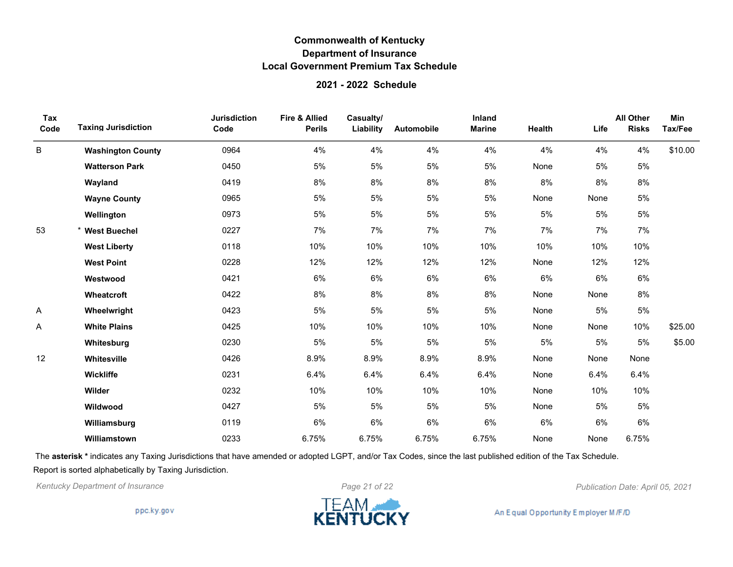# Commonwealth of Kentucky
## Department of Insurance
## Local Government Premium Tax Schedule

### 2021 - 2022 Schedule

| Tax Code | Taxing Jurisdiction | Jurisdiction Code | Fire & Allied Perils | Casualty/ Liability | Automobile | Inland Marine | Health | Life | All Other Risks | Min Tax/Fee |
|---|---|---|---|---|---|---|---|---|---|---|
| B | **Washington County** | 0964 | 4% | 4% | 4% | 4% | 4% | 4% | 4% | $10.00 |
| | **Watterson Park** | 0450 | 5% | 5% | 5% | 5% | None | 5% | 5% | |
| | **Wayland** | 0419 | 8% | 8% | 8% | 8% | 8% | 8% | 8% | |
| | **Wayne County** | 0965 | 5% | 5% | 5% | 5% | None | None | 5% | |
| | **Wellington** | 0973 | 5% | 5% | 5% | 5% | 5% | 5% | 5% | |
| 53 | * **West Buechel** | 0227 | 7% | 7% | 7% | 7% | 7% | 7% | 7% | |
| | **West Liberty** | 0118 | 10% | 10% | 10% | 10% | 10% | 10% | 10% | |
| | **West Point** | 0228 | 12% | 12% | 12% | 12% | None | 12% | 12% | |
| | **Westwood** | 0421 | 6% | 6% | 6% | 6% | 6% | 6% | 6% | |
| | **Wheatcroft** | 0422 | 8% | 8% | 8% | 8% | None | None | 8% | |
| A | **Wheelwright** | 0423 | 5% | 5% | 5% | 5% | None | 5% | 5% | |
| A | **White Plains** | 0425 | 10% | 10% | 10% | 10% | None | None | 10% | $25.00 |
| | **Whitesburg** | 0230 | 5% | 5% | 5% | 5% | 5% | 5% | 5% | $5.00 |
| 12 | **Whitesville** | 0426 | 8.9% | 8.9% | 8.9% | 8.9% | None | None | None | |
| | **Wickliffe** | 0231 | 6.4% | 6.4% | 6.4% | 6.4% | None | 6.4% | 6.4% | |
| | **Wilder** | 0232 | 10% | 10% | 10% | 10% | None | 10% | 10% | |
| | **Wildwood** | 0427 | 5% | 5% | 5% | 5% | None | 5% | 5% | |
| | **Williamsburg** | 0119 | 6% | 6% | 6% | 6% | 6% | 6% | 6% | |
| | **Williamstown** | 0233 | 6.75% | 6.75% | 6.75% | 6.75% | None | None | 6.75% | |

The **asterisk *** indicates any Taxing Jurisdictions that have amended or adopted LGPT, and/or Tax Codes, since the last published edition of the Tax Schedule.

Report is sorted alphabetically by Taxing Jurisdiction.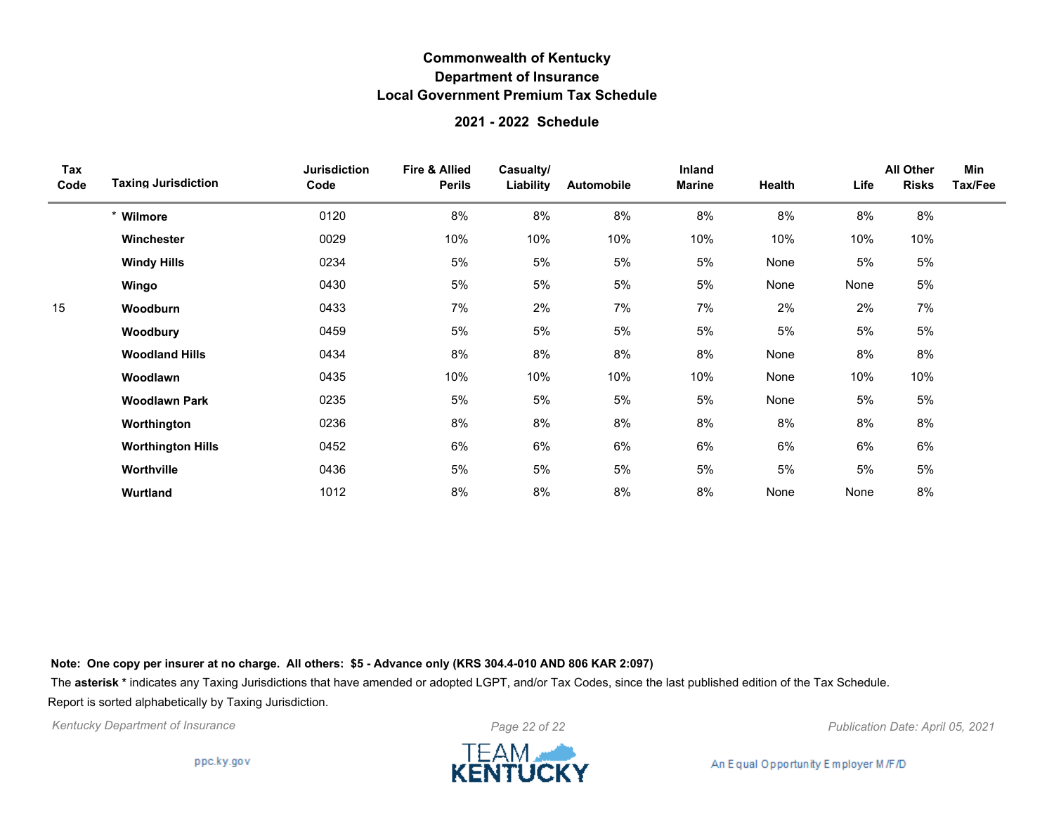# Commonwealth of Kentucky
## Department of Insurance
## Local Government Premium Tax Schedule

### 2021 - 2022 Schedule

| Tax Code | Taxing Jurisdiction | Jurisdiction Code | Fire & Allied Perils | Casualty/ Liability | Automobile | Inland Marine | Health | Life | All Other Risks | Min Tax/Fee |
|---|---|---|---|---|---|---|---|---|---|---|
| | * Wilmore | 0120 | 8% | 8% | 8% | 8% | 8% | 8% | 8% | |
| | Winchester | 0029 | 10% | 10% | 10% | 10% | 10% | 10% | 10% | |
| | Windy Hills | 0234 | 5% | 5% | 5% | 5% | None | 5% | 5% | |
| | Wingo | 0430 | 5% | 5% | 5% | 5% | None | None | 5% | |
| 15 | Woodburn | 0433 | 7% | 2% | 7% | 7% | 2% | 2% | 7% | |
| | Woodbury | 0459 | 5% | 5% | 5% | 5% | 5% | 5% | 5% | |
| | Woodland Hills | 0434 | 8% | 8% | 8% | 8% | None | 8% | 8% | |
| | Woodlawn | 0435 | 10% | 10% | 10% | 10% | None | 10% | 10% | |
| | Woodlawn Park | 0235 | 5% | 5% | 5% | 5% | None | 5% | 5% | |
| | Worthington | 0236 | 8% | 8% | 8% | 8% | 8% | 8% | 8% | |
| | Worthington Hills | 0452 | 6% | 6% | 6% | 6% | 6% | 6% | 6% | |
| | Worthville | 0436 | 5% | 5% | 5% | 5% | 5% | 5% | 5% | |
| | Wurtland | 1012 | 8% | 8% | 8% | 8% | None | None | 8% | |

**Note: One copy per insurer at no charge. All others: $5 - Advance only (KRS 304.4-010 AND 806 KAR 2:097)**

The **asterisk *** indicates any Taxing Jurisdictions that have amended or adopted LGPT, and/or Tax Codes, since the last published edition of the Tax Schedule.

Report is sorted alphabetically by Taxing Jurisdiction.

*Kentucky Department of Insurance*

*Publication Date: April 05, 2021*

ppc.ky.gov

TEAM KENTUCKY

An Equal Opportunity Employer M/F/D